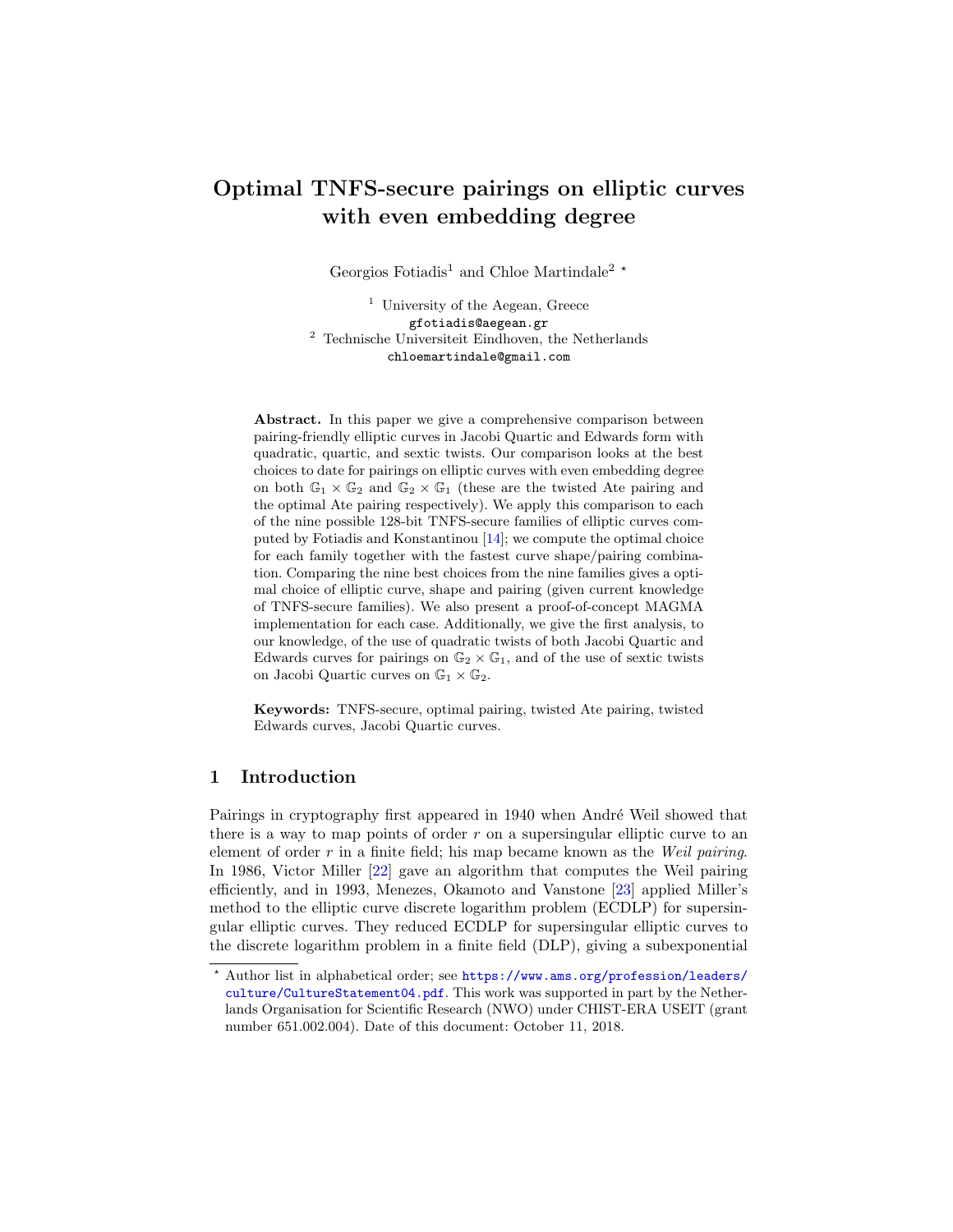# Optimal TNFS-secure pairings on elliptic curves with even embedding degree

Georgios Fotiadis[1] and Chloe Martindale[2] *

[1] University of the Aegean, Greece
gfotiadis@aegean.gr

[2] Technische Universiteit Eindhoven, the Netherlands
chloemartindale@gmail.com

**Abstract.** In this paper we give a comprehensive comparison between pairing-friendly elliptic curves in Jacobi Quartic and Edwards form with quadratic, quartic, and sextic twists. Our comparison looks at the best choices to date for pairings on elliptic curves with even embedding degree on both $\mathbb{G}_1 \times \mathbb{G}_2$ and $\mathbb{G}_2 \times \mathbb{G}_1$ (these are the twisted Ate pairing and the optimal Ate pairing respectively). We apply this comparison to each of the nine possible 128-bit TNFS-secure families of elliptic curves computed by Fotiadis and Konstantinou [14]; we compute the optimal choice for each family together with the fastest curve shape/pairing combination. Comparing the nine best choices from the nine families gives a optimal choice of elliptic curve, shape and pairing (given current knowledge of TNFS-secure families). We also present a proof-of-concept MAGMA implementation for each case. Additionally, we give the first analysis, to our knowledge, of the use of quadratic twists of both Jacobi Quartic and Edwards curves for pairings on $\mathbb{G}_2 \times \mathbb{G}_1$, and of the use of sextic twists on Jacobi Quartic curves on $\mathbb{G}_1 \times \mathbb{G}_2$.

**Keywords:** TNFS-secure, optimal pairing, twisted Ate pairing, twisted Edwards curves, Jacobi Quartic curves.

## 1 Introduction

Pairings in cryptography first appeared in 1940 when André Weil showed that there is a way to map points of order $r$ on a supersingular elliptic curve to an element of order $r$ in a finite field; his map became known as the *Weil pairing*. In 1986, Victor Miller [22] gave an algorithm that computes the Weil pairing efficiently, and in 1993, Menezes, Okamoto and Vanstone [23] applied Miller's method to the elliptic curve discrete logarithm problem (ECDLP) for supersingular elliptic curves. They reduced ECDLP for supersingular elliptic curves to the discrete logarithm problem in a finite field (DLP), giving a subexponential

* Author list in alphabetical order; see https://www.ams.org/profession/leaders/culture/CultureStatement04.pdf. This work was supported in part by the Netherlands Organisation for Scientific Research (NWO) under CHIST-ERA USEIT (grant number 651.002.004). Date of this document: October 11, 2018.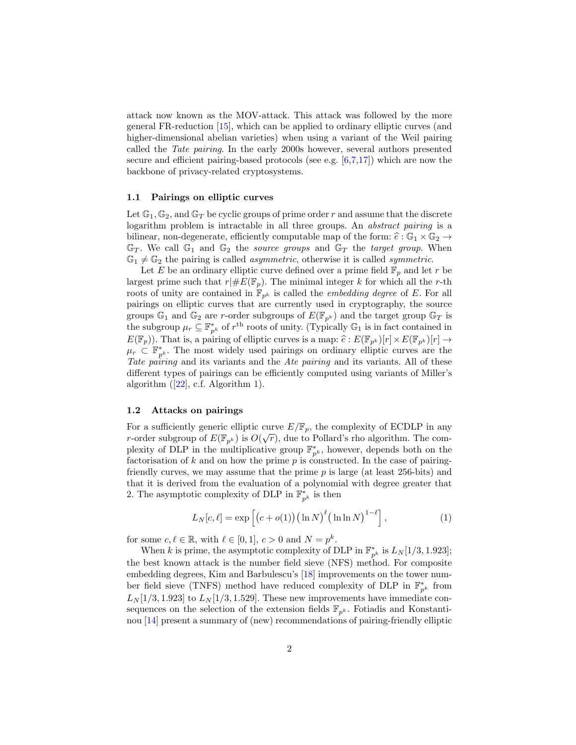attack now known as the MOV-attack. This attack was followed by the more general FR-reduction [15], which can be applied to ordinary elliptic curves (and higher-dimensional abelian varieties) when using a variant of the Weil pairing called the *Tate pairing*. In the early 2000s however, several authors presented secure and efficient pairing-based protocols (see e.g. [6,7,17]) which are now the backbone of privacy-related cryptosystems.

### 1.1 Pairings on elliptic curves

Let $\mathbb{G}_1, \mathbb{G}_2$, and $\mathbb{G}_T$ be cyclic groups of prime order $r$ and assume that the discrete logarithm problem is intractable in all three groups. An *abstract pairing* is a bilinear, non-degenerate, efficiently computable map of the form: $\widehat{e} : \mathbb{G}_1 \times \mathbb{G}_2 \to \mathbb{G}_T$. We call $\mathbb{G}_1$ and $\mathbb{G}_2$ the *source groups* and $\mathbb{G}_T$ the *target group*. When $\mathbb{G}_1 \neq \mathbb{G}_2$ the pairing is called *asymmetric*, otherwise it is called *symmetric*.

Let $E$ be an ordinary elliptic curve defined over a prime field $\mathbb{F}_p$ and let $r$ be largest prime such that $r | \#E(\mathbb{F}_p)$. The minimal integer $k$ for which all the $r$-th roots of unity are contained in $\mathbb{F}_{p^k}$ is called the *embedding degree* of $E$. For all pairings on elliptic curves that are currently used in cryptography, the source groups $\mathbb{G}_1$ and $\mathbb{G}_2$ are $r$-order subgroups of $E(\mathbb{F}_{p^k})$ and the target group $\mathbb{G}_T$ is the subgroup $\mu_r \subseteq \mathbb{F}^*_{p^k}$ of $r^{\text{th}}$ roots of unity. (Typically $\mathbb{G}_1$ is in fact contained in $E(\mathbb{F}_p)$). That is, a pairing of elliptic curves is a map: $\widehat{e} : E(\mathbb{F}_{p^k})[r] \times E(\mathbb{F}_{p^k})[r] \to \mu_r \subset \mathbb{F}^*_{p^k}$. The most widely used pairings on ordinary elliptic curves are the *Tate pairing* and its variants and the *Ate pairing* and its variants. All of these different types of pairings can be efficiently computed using variants of Miller's algorithm ([22], c.f. Algorithm 1).

### 1.2 Attacks on pairings

For a sufficiently generic elliptic curve $E/\mathbb{F}_p$, the complexity of ECDLP in any $r$-order subgroup of $E(\mathbb{F}_{p^k})$ is $O(\sqrt{r})$, due to Pollard's rho algorithm. The complexity of DLP in the multiplicative group $\mathbb{F}^*_{p^k}$, however, depends both on the factorisation of $k$ and on how the prime $p$ is constructed. In the case of pairing-friendly curves, we may assume that the prime $p$ is large (at least 256-bits) and that it is derived from the evaluation of a polynomial with degree greater that 2. The asymptotic complexity of DLP in $\mathbb{F}^*_{p^k}$ is then

$$L_N[c, \ell] = \exp\left[\big(c + o(1)\big)\big(\ln N\big)^{\ell}\big(\ln\ln N\big)^{1-\ell}\right], \tag{1}$$

for some $c, \ell \in \mathbb{R}$, with $\ell \in [0, 1]$, $c > 0$ and $N = p^k$.

When $k$ is prime, the asymptotic complexity of DLP in $\mathbb{F}^*_{p^k}$ is $L_N[1/3, 1.923]$; the best known attack is the number field sieve (NFS) method. For composite embedding degrees, Kim and Barbulescu's [18] improvements on the tower number field sieve (TNFS) method have reduced complexity of DLP in $\mathbb{F}^*_{p^k}$ from $L_N[1/3, 1.923]$ to $L_N[1/3, 1.529]$. These new improvements have immediate consequences on the selection of the extension fields $\mathbb{F}_{p^k}$. Fotiadis and Konstantinou [14] present a summary of (new) recommendations of pairing-friendly elliptic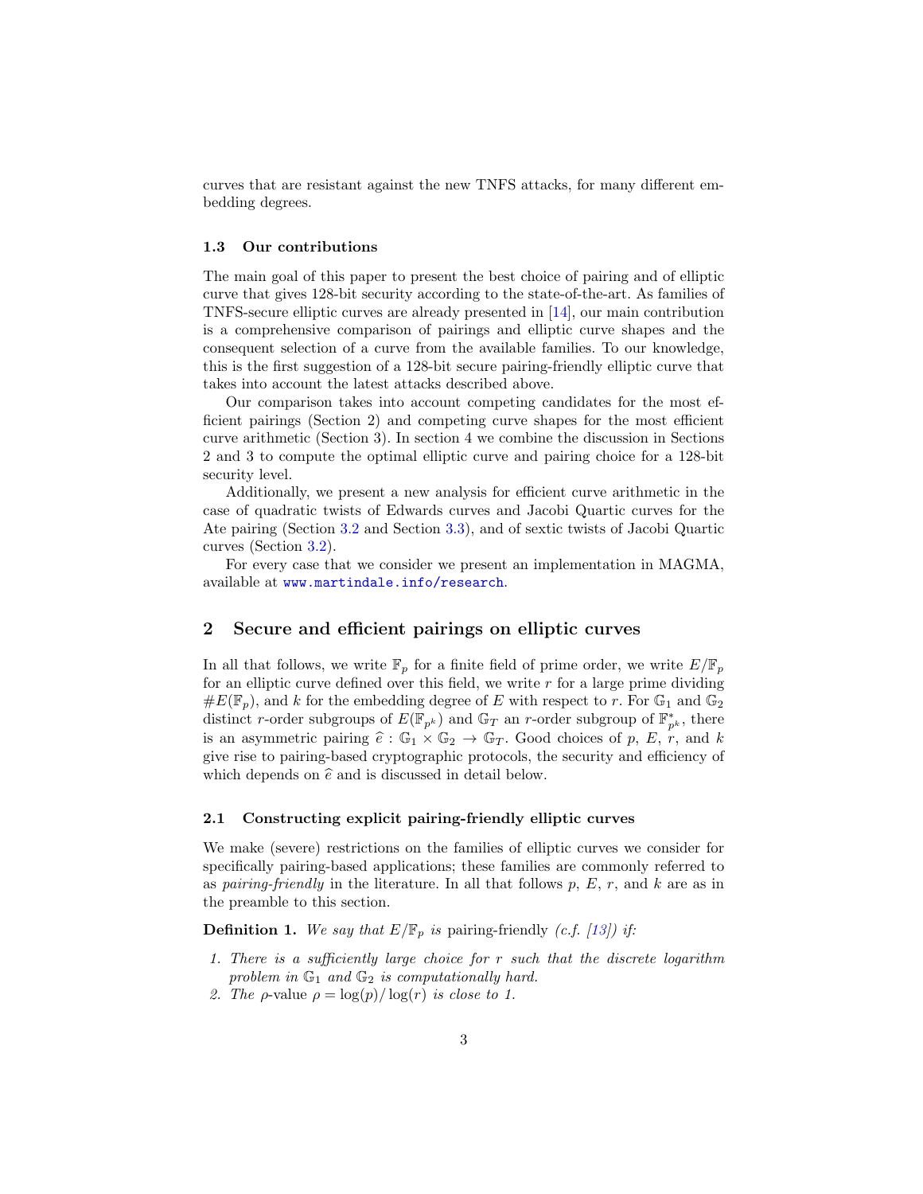curves that are resistant against the new TNFS attacks, for many different embedding degrees.

### 1.3 Our contributions

The main goal of this paper to present the best choice of pairing and of elliptic curve that gives 128-bit security according to the state-of-the-art. As families of TNFS-secure elliptic curves are already presented in [14], our main contribution is a comprehensive comparison of pairings and elliptic curve shapes and the consequent selection of a curve from the available families. To our knowledge, this is the first suggestion of a 128-bit secure pairing-friendly elliptic curve that takes into account the latest attacks described above.

Our comparison takes into account competing candidates for the most efficient pairings (Section 2) and competing curve shapes for the most efficient curve arithmetic (Section 3). In section 4 we combine the discussion in Sections 2 and 3 to compute the optimal elliptic curve and pairing choice for a 128-bit security level.

Additionally, we present a new analysis for efficient curve arithmetic in the case of quadratic twists of Edwards curves and Jacobi Quartic curves for the Ate pairing (Section 3.2 and Section 3.3), and of sextic twists of Jacobi Quartic curves (Section 3.2).

For every case that we consider we present an implementation in MAGMA, available at www.martindale.info/research.

## 2 Secure and efficient pairings on elliptic curves

In all that follows, we write $\mathbb{F}_p$ for a finite field of prime order, we write $E/\mathbb{F}_p$ for an elliptic curve defined over this field, we write $r$ for a large prime dividing $\#E(\mathbb{F}_p)$, and $k$ for the embedding degree of $E$ with respect to $r$. For $\mathbb{G}_1$ and $\mathbb{G}_2$ distinct $r$-order subgroups of $E(\mathbb{F}_{p^k})$ and $\mathbb{G}_T$ an $r$-order subgroup of $\mathbb{F}_{p^k}^*$, there is an asymmetric pairing $\widehat{e} : \mathbb{G}_1 \times \mathbb{G}_2 \to \mathbb{G}_T$. Good choices of $p$, $E$, $r$, and $k$ give rise to pairing-based cryptographic protocols, the security and efficiency of which depends on $\widehat{e}$ and is discussed in detail below.

### 2.1 Constructing explicit pairing-friendly elliptic curves

We make (severe) restrictions on the families of elliptic curves we consider for specifically pairing-based applications; these families are commonly referred to as *pairing-friendly* in the literature. In all that follows $p$, $E$, $r$, and $k$ are as in the preamble to this section.

**Definition 1.** *We say that $E/\mathbb{F}_p$ is* pairing-friendly *(c.f. [13]) if:*

1. *There is a sufficiently large choice for $r$ such that the discrete logarithm problem in $\mathbb{G}_1$ and $\mathbb{G}_2$ is computationally hard.*
2. *The $\rho$-*value *$\rho = \log(p)/\log(r)$ is close to 1.*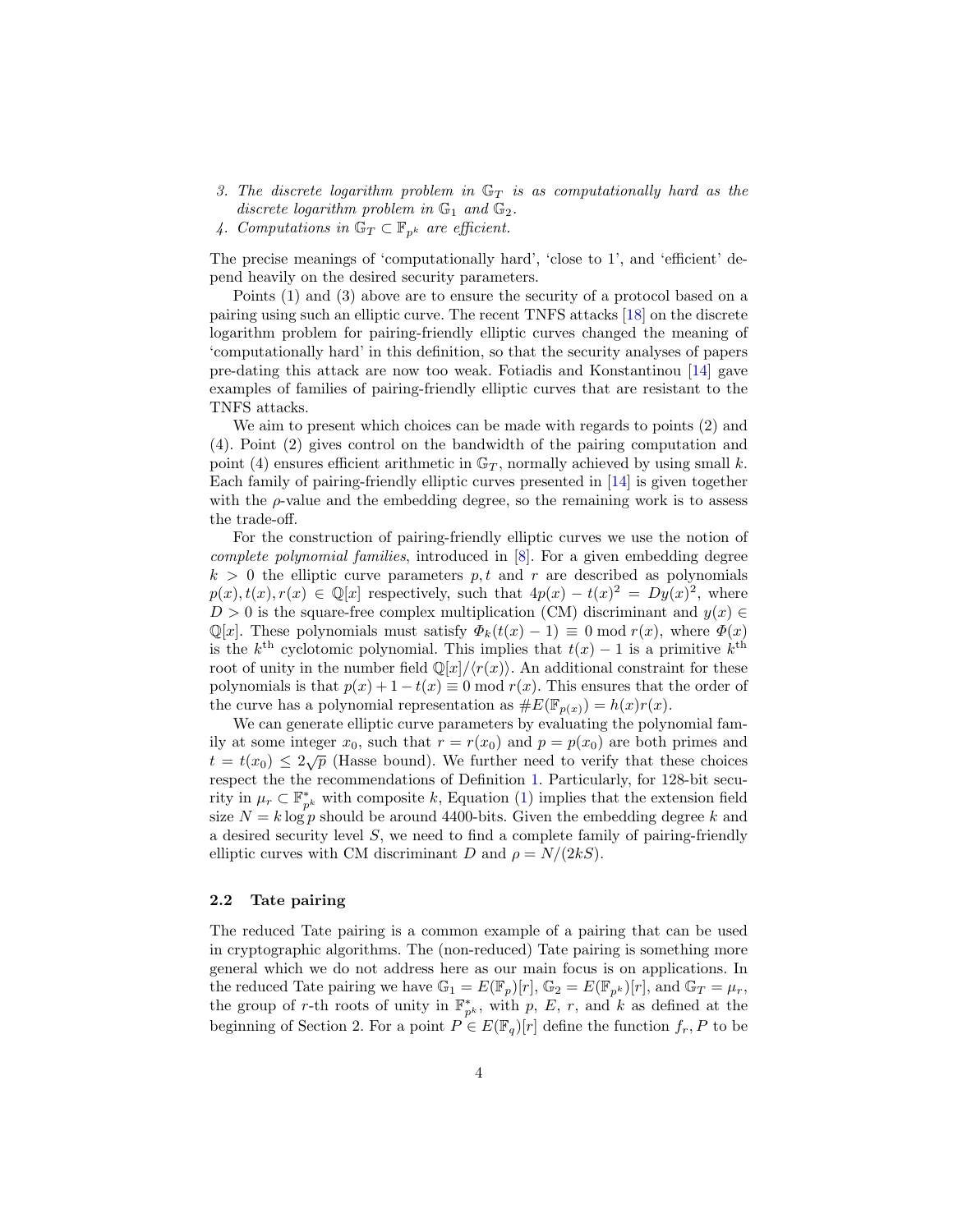3. *The discrete logarithm problem in $\mathbb{G}_T$ is as computationally hard as the discrete logarithm problem in $\mathbb{G}_1$ and $\mathbb{G}_2$.*
4. *Computations in $\mathbb{G}_T \subset \mathbb{F}_{p^k}$ are efficient.*

The precise meanings of 'computationally hard', 'close to 1', and 'efficient' depend heavily on the desired security parameters.

Points (1) and (3) above are to ensure the security of a protocol based on a pairing using such an elliptic curve. The recent TNFS attacks [18] on the discrete logarithm problem for pairing-friendly elliptic curves changed the meaning of 'computationally hard' in this definition, so that the security analyses of papers pre-dating this attack are now too weak. Fotiadis and Konstantinou [14] gave examples of families of pairing-friendly elliptic curves that are resistant to the TNFS attacks.

We aim to present which choices can be made with regards to points (2) and (4). Point (2) gives control on the bandwidth of the pairing computation and point (4) ensures efficient arithmetic in $\mathbb{G}_T$, normally achieved by using small $k$. Each family of pairing-friendly elliptic curves presented in [14] is given together with the $\rho$-value and the embedding degree, so the remaining work is to assess the trade-off.

For the construction of pairing-friendly elliptic curves we use the notion of *complete polynomial families*, introduced in [8]. For a given embedding degree $k > 0$ the elliptic curve parameters $p, t$ and $r$ are described as polynomials $p(x), t(x), r(x) \in \mathbb{Q}[x]$ respectively, such that $4p(x) - t(x)^2 = Dy(x)^2$, where $D > 0$ is the square-free complex multiplication (CM) discriminant and $y(x) \in \mathbb{Q}[x]$. These polynomials must satisfy $\Phi_k(t(x) - 1) \equiv 0 \bmod r(x)$, where $\Phi(x)$ is the $k^{\text{th}}$ cyclotomic polynomial. This implies that $t(x) - 1$ is a primitive $k^{\text{th}}$ root of unity in the number field $\mathbb{Q}[x]/\langle r(x) \rangle$. An additional constraint for these polynomials is that $p(x) + 1 - t(x) \equiv 0 \bmod r(x)$. This ensures that the order of the curve has a polynomial representation as $\#E(\mathbb{F}_{p(x)}) = h(x)r(x)$.

We can generate elliptic curve parameters by evaluating the polynomial family at some integer $x_0$, such that $r = r(x_0)$ and $p = p(x_0)$ are both primes and $t = t(x_0) \leq 2\sqrt{p}$ (Hasse bound). We further need to verify that these choices respect the the recommendations of Definition 1. Particularly, for 128-bit security in $\mu_r \subset \mathbb{F}^*_{p^k}$ with composite $k$, Equation (1) implies that the extension field size $N = k \log p$ should be around 4400-bits. Given the embedding degree $k$ and a desired security level $S$, we need to find a complete family of pairing-friendly elliptic curves with CM discriminant $D$ and $\rho = N/(2kS)$.

### 2.2 Tate pairing

The reduced Tate pairing is a common example of a pairing that can be used in cryptographic algorithms. The (non-reduced) Tate pairing is something more general which we do not address here as our main focus is on applications. In the reduced Tate pairing we have $\mathbb{G}_1 = E(\mathbb{F}_p)[r]$, $\mathbb{G}_2 = E(\mathbb{F}_{p^k})[r]$, and $\mathbb{G}_T = \mu_r$, the group of $r$-th roots of unity in $\mathbb{F}^*_{p^k}$, with $p$, $E$, $r$, and $k$ as defined at the beginning of Section 2. For a point $P \in E(\mathbb{F}_q)[r]$ define the function $f_r, P$ to be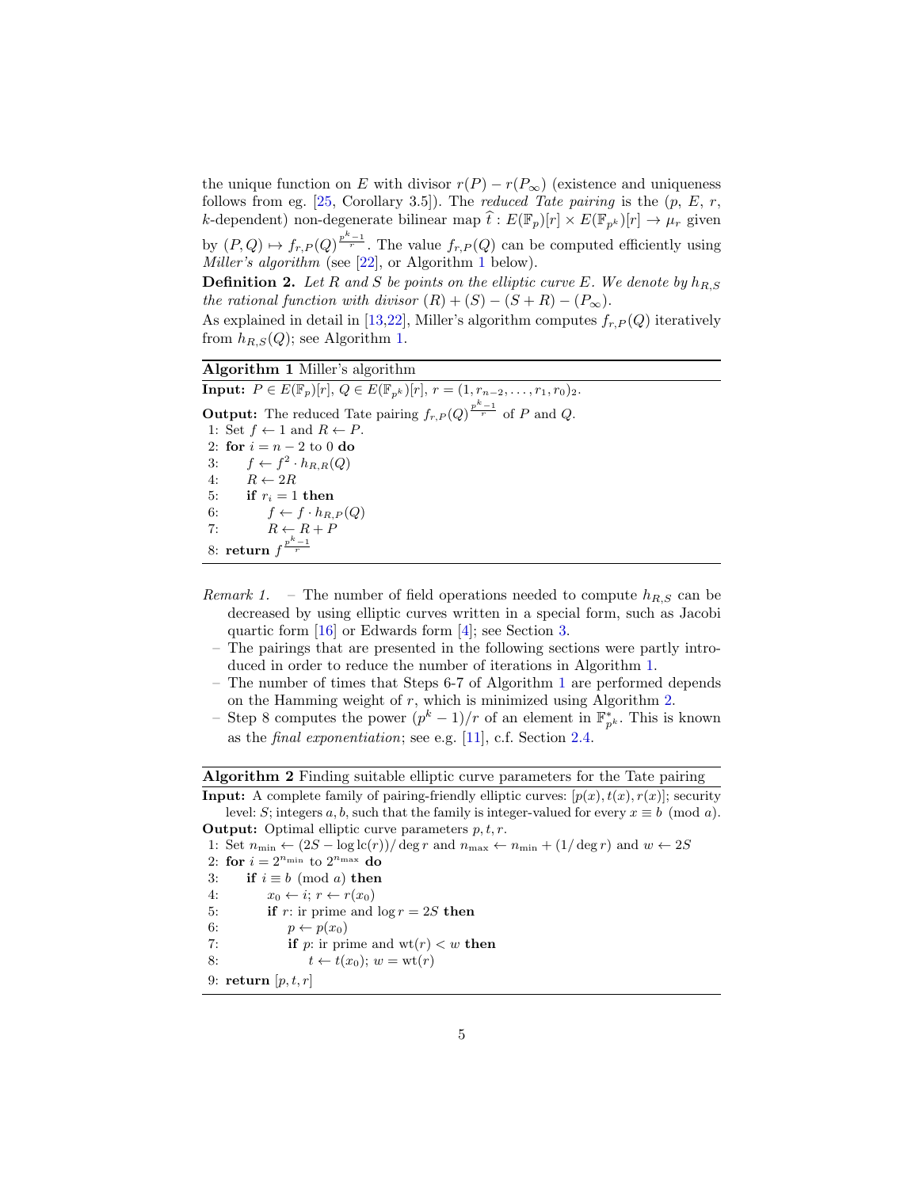the unique function on $E$ with divisor $r(P) - r(P_\infty)$ (existence and uniqueness follows from eg. [25, Corollary 3.5]). The *reduced Tate pairing* is the ($p$, $E$, $r$, $k$-dependent) non-degenerate bilinear map $\widehat{t} : E(\mathbb{F}_p)[r] \times E(\mathbb{F}_{p^k})[r] \to \mu_r$ given by $(P, Q) \mapsto f_{r,P}(Q)^{\frac{p^k-1}{r}}$. The value $f_{r,P}(Q)$ can be computed efficiently using *Miller's algorithm* (see [22], or Algorithm 1 below).

**Definition 2.** *Let $R$ and $S$ be points on the elliptic curve $E$. We denote by $h_{R,S}$ the rational function with divisor $(R) + (S) - (S + R) - (P_\infty)$.*

As explained in detail in [13,22], Miller's algorithm computes $f_{r,P}(Q)$ iteratively from $h_{R,S}(Q)$; see Algorithm 1.

**Algorithm 1** Miller's algorithm

**Input:** $P \in E(\mathbb{F}_p)[r]$, $Q \in E(\mathbb{F}_{p^k})[r]$, $r = (1, r_{n-2}, \ldots, r_1, r_0)_2$.

**Output:** The reduced Tate pairing $f_{r,P}(Q)^{\frac{p^k-1}{r}}$ of $P$ and $Q$.

```
1: Set f ← 1 and R ← P.
2: for i = n − 2 to 0 do
3:     f ← f^2 · h_{R,R}(Q)
4:     R ← 2R
5:     if r_i = 1 then
6:         f ← f · h_{R,P}(Q)
7:         R ← R + P
8: return f^{(p^k − 1)/r}
```

*Remark 1.*
- The number of field operations needed to compute $h_{R,S}$ can be decreased by using elliptic curves written in a special form, such as Jacobi quartic form [16] or Edwards form [4]; see Section 3.
- The pairings that are presented in the following sections were partly introduced in order to reduce the number of iterations in Algorithm 1.
- The number of times that Steps 6-7 of Algorithm 1 are performed depends on the Hamming weight of $r$, which is minimized using Algorithm 2.
- Step 8 computes the power $(p^k - 1)/r$ of an element in $\mathbb{F}^*_{p^k}$. This is known as the *final exponentiation*; see e.g. [11], c.f. Section 2.4.

**Algorithm 2** Finding suitable elliptic curve parameters for the Tate pairing

**Input:** A complete family of pairing-friendly elliptic curves: $[p(x), t(x), r(x)]$; security level: $S$; integers $a, b$, such that the family is integer-valued for every $x \equiv b \pmod{a}$.

**Output:** Optimal elliptic curve parameters $p, t, r$.

```
1: Set n_min ← (2S − log lc(r))/ deg r and n_max ← n_min + (1/ deg r) and w ← 2S
2: for i = 2^{n_min} to 2^{n_max} do
3:     if i ≡ b (mod a) then
4:         x_0 ← i; r ← r(x_0)
5:         if r: ir prime and log r = 2S then
6:             p ← p(x_0)
7:             if p: ir prime and wt(r) < w then
8:                 t ← t(x_0); w = wt(r)
9: return [p, t, r]
```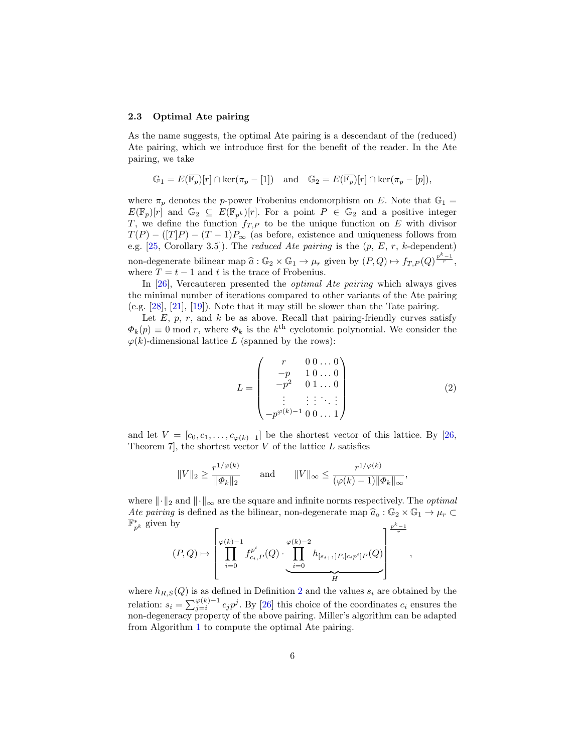### 2.3 Optimal Ate pairing

As the name suggests, the optimal Ate pairing is a descendant of the (reduced) Ate pairing, which we introduce first for the benefit of the reader. In the Ate pairing, we take

$$\mathbb{G}_1 = E(\overline{\mathbb{F}_p})[r] \cap \ker(\pi_p - [1]) \quad \text{and} \quad \mathbb{G}_2 = E(\overline{\mathbb{F}_p})[r] \cap \ker(\pi_p - [p]),$$

where $\pi_p$ denotes the $p$-power Frobenius endomorphism on $E$. Note that $\mathbb{G}_1 = E(\mathbb{F}_p)[r]$ and $\mathbb{G}_2 \subseteq E(\mathbb{F}_{p^k})[r]$. For a point $P \in \mathbb{G}_2$ and a positive integer $T$, we define the function $f_{T,P}$ to be the unique function on $E$ with divisor $T(P) - ([T]P) - (T-1)P_\infty$ (as before, existence and uniqueness follows from e.g. [25, Corollary 3.5]). The *reduced Ate pairing* is the ($p$, $E$, $r$, $k$-dependent) non-degenerate bilinear map $\widehat{a} : \mathbb{G}_2 \times \mathbb{G}_1 \to \mu_r$ given by $(P, Q) \mapsto f_{T,P}(Q)^{\frac{p^k-1}{r}}$, where $T = t - 1$ and $t$ is the trace of Frobenius.

In [26], Vercauteren presented the *optimal Ate pairing* which always gives the minimal number of iterations compared to other variants of the Ate pairing (e.g. [28], [21], [19]). Note that it may still be slower than the Tate pairing.

Let $E$, $p$, $r$, and $k$ be as above. Recall that pairing-friendly curves satisfy $\Phi_k(p) \equiv 0 \bmod r$, where $\Phi_k$ is the $k^{\text{th}}$ cyclotomic polynomial. We consider the $\varphi(k)$-dimensional lattice $L$ (spanned by the rows):

$$L = \begin{pmatrix} r & 0\,0\ldots 0 \\ -p & 1\,0\ldots 0 \\ -p^2 & 0\,1\ldots 0 \\ \vdots & \vdots\,\vdots\,\ddots\,\vdots \\ -p^{\varphi(k)-1} & 0\,0\ldots 1 \end{pmatrix} \tag{2}$$

and let $V = [c_0, c_1, \ldots, c_{\varphi(k)-1}]$ be the shortest vector of this lattice. By [26, Theorem 7], the shortest vector $V$ of the lattice $L$ satisfies

$$\|V\|_2 \geq \frac{r^{1/\varphi(k)}}{\|\Phi_k\|_2} \qquad \text{and} \qquad \|V\|_\infty \leq \frac{r^{1/\varphi(k)}}{(\varphi(k)-1)\|\Phi_k\|_\infty},$$

where $\|\cdot\|_2$ and $\|\cdot\|_\infty$ are the square and infinite norms respectively. The *optimal Ate pairing* is defined as the bilinear, non-degenerate map $\widehat{a}_o : \mathbb{G}_2 \times \mathbb{G}_1 \to \mu_r \subset \mathbb{F}_{p^k}^*$ given by

$$(P, Q) \mapsto \left[ \prod_{i=0}^{\varphi(k)-1} f_{c_i,P}^{p^i}(Q) \cdot \underbrace{\prod_{i=0}^{\varphi(k)-2} h_{[s_{i+1}]P,[c_i p^i]P}(Q)}_{H} \right]^{\frac{p^k-1}{r}},$$

where $h_{R,S}(Q)$ is as defined in Definition 2 and the values $s_i$ are obtained by the relation: $s_i = \sum_{j=i}^{\varphi(k)-1} c_j p^j$. By [26] this choice of the coordinates $c_i$ ensures the non-degeneracy property of the above pairing. Miller's algorithm can be adapted from Algorithm 1 to compute the optimal Ate pairing.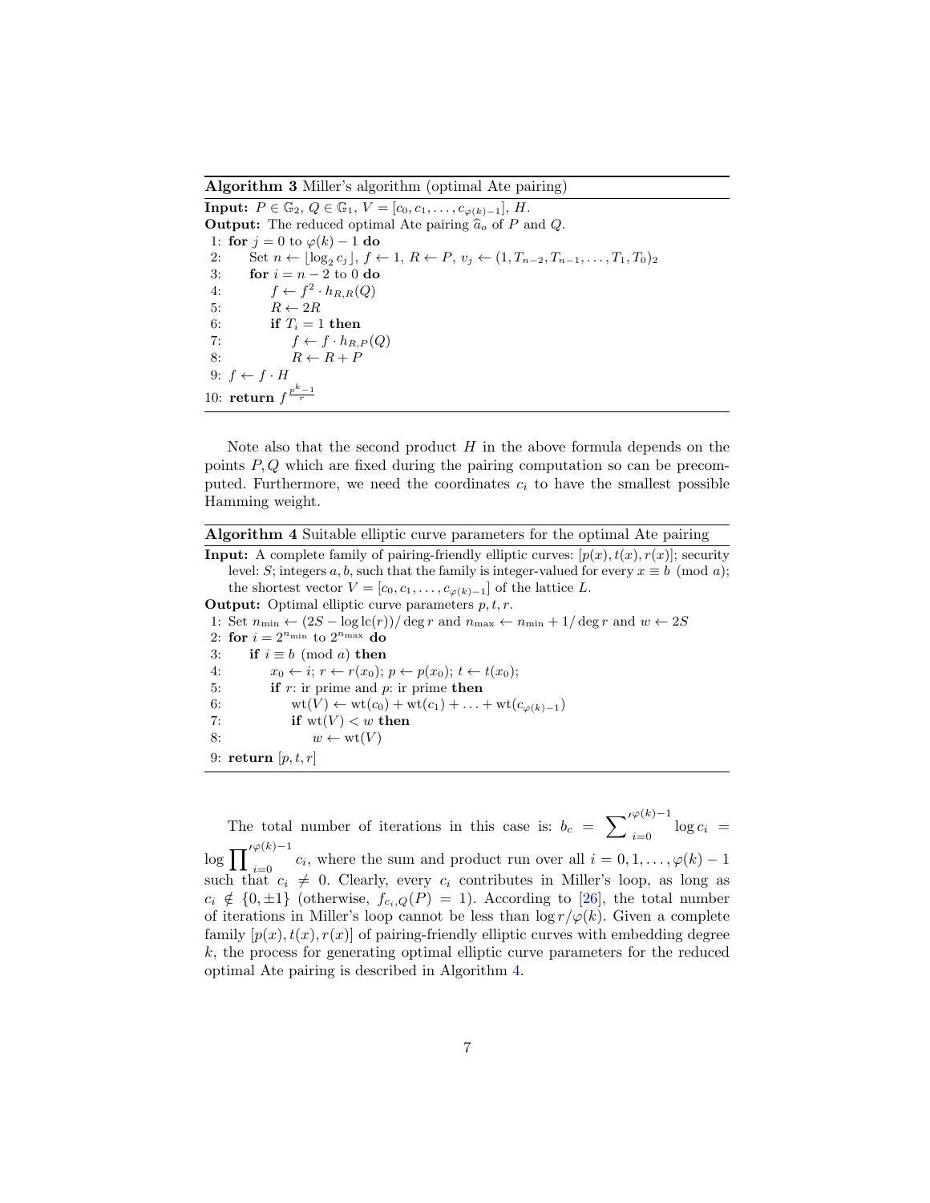**Algorithm 3** Miller's algorithm (optimal Ate pairing)

```
Input: P ∈ G_2, Q ∈ G_1, V = [c_0, c_1, ..., c_{φ(k)-1}], H.
Output: The reduced optimal Ate pairing â_o of P and Q.
 1: for j = 0 to φ(k) − 1 do
 2:     Set n ← ⌊log_2 c_j⌋, f ← 1, R ← P, v_j ← (1, T_{n-2}, T_{n-1}, ..., T_1, T_0)_2
 3:     for i = n − 2 to 0 do
 4:         f ← f^2 · h_{R,R}(Q)
 5:         R ← 2R
 6:         if T_i = 1 then
 7:             f ← f · h_{R,P}(Q)
 8:             R ← R + P
 9: f ← f · H
10: return f^{(p^k − 1)/r}
```

Note also that the second product $H$ in the above formula depends on the points $P, Q$ which are fixed during the pairing computation so can be precomputed. Furthermore, we need the coordinates $c_i$ to have the smallest possible Hamming weight.

**Algorithm 4** Suitable elliptic curve parameters for the optimal Ate pairing

```
Input: A complete family of pairing-friendly elliptic curves: [p(x), t(x), r(x)]; security
    level: S; integers a, b, such that the family is integer-valued for every x ≡ b (mod a);
    the shortest vector V = [c_0, c_1, ..., c_{φ(k)-1}] of the lattice L.
Output: Optimal elliptic curve parameters p, t, r.
 1: Set n_min ← (2S − log lc(r))/ deg r and n_max ← n_min + 1/ deg r and w ← 2S
 2: for i = 2^{n_min} to 2^{n_max} do
 3:     if i ≡ b (mod a) then
 4:         x_0 ← i; r ← r(x_0); p ← p(x_0); t ← t(x_0);
 5:         if r: ir prime and p: ir prime then
 6:             wt(V) ← wt(c_0) + wt(c_1) + ... + wt(c_{φ(k)-1})
 7:             if wt(V) < w then
 8:                 w ← wt(V)
 9: return [p, t, r]
```

The total number of iterations in this case is: $b_c = {\sum'}_{i=0}^{\varphi(k)-1} \log c_i = \log {\prod'}_{i=0}^{\varphi(k)-1} c_i$, where the sum and product run over all $i = 0, 1, \ldots, \varphi(k) - 1$ such that $c_i \neq 0$. Clearly, every $c_i$ contributes in Miller's loop, as long as $c_i \notin \{0, \pm 1\}$ (otherwise, $f_{c_i,Q}(P) = 1$). According to [26], the total number of iterations in Miller's loop cannot be less than $\log r/\varphi(k)$. Given a complete family $[p(x), t(x), r(x)]$ of pairing-friendly elliptic curves with embedding degree $k$, the process for generating optimal elliptic curve parameters for the reduced optimal Ate pairing is described in Algorithm 4.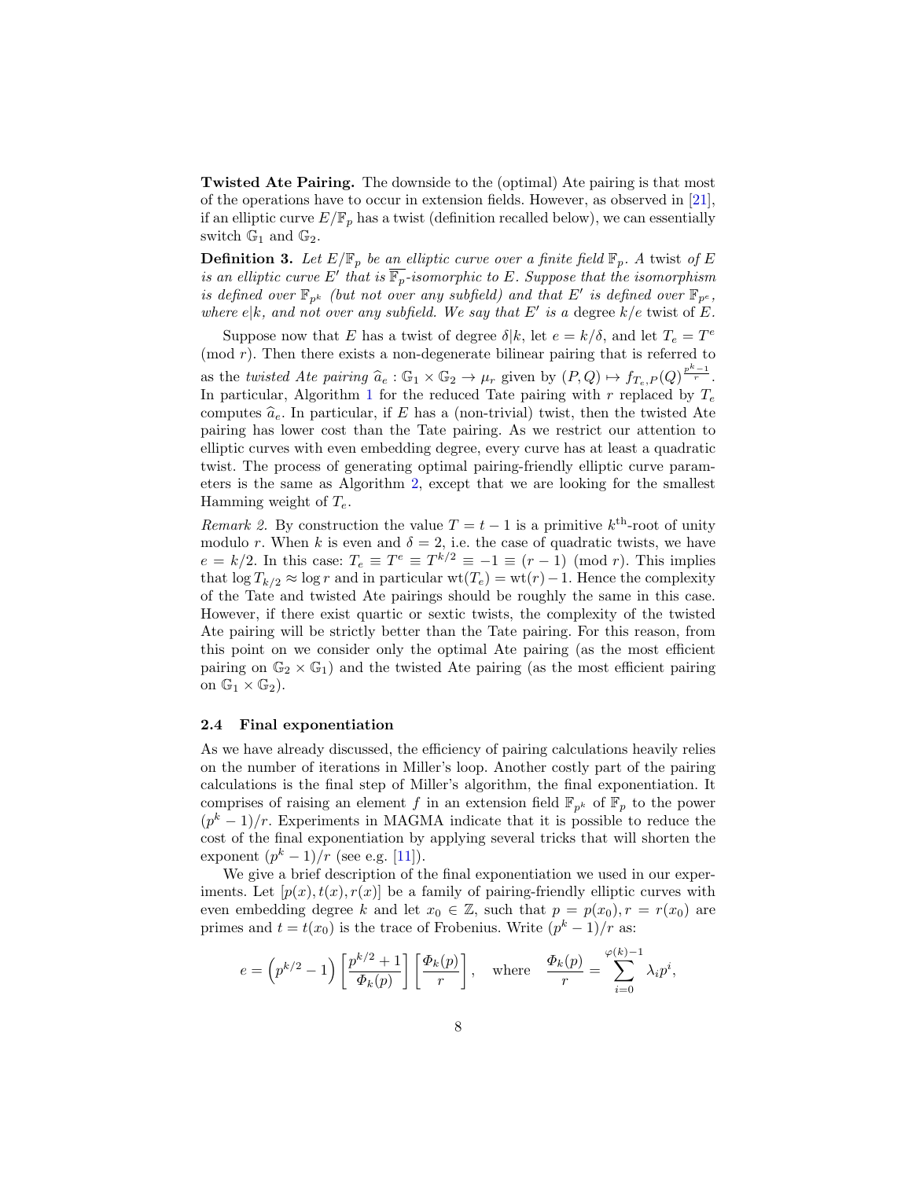**Twisted Ate Pairing.** The downside to the (optimal) Ate pairing is that most of the operations have to occur in extension fields. However, as observed in [21], if an elliptic curve $E/\mathbb{F}_p$ has a twist (definition recalled below), we can essentially switch $\mathbb{G}_1$ and $\mathbb{G}_2$.

**Definition 3.** *Let $E/\mathbb{F}_p$ be an elliptic curve over a finite field $\mathbb{F}_p$. A twist of $E$ is an elliptic curve $E'$ that is $\overline{\mathbb{F}_p}$-isomorphic to $E$. Suppose that the isomorphism is defined over $\mathbb{F}_{p^k}$ (but not over any subfield) and that $E'$ is defined over $\mathbb{F}_{p^e}$, where $e|k$, and not over any subfield. We say that $E'$ is a* degree $k/e$ twist *of $E$.*

Suppose now that $E$ has a twist of degree $\delta|k$, let $e = k/\delta$, and let $T_e = T^e \pmod{r}$. Then there exists a non-degenerate bilinear pairing that is referred to as the *twisted Ate pairing* $\widehat{a}_e : \mathbb{G}_1 \times \mathbb{G}_2 \to \mu_r$ given by $(P, Q) \mapsto f_{T_e,P}(Q)^{\frac{p^k-1}{r}}$. In particular, Algorithm 1 for the reduced Tate pairing with $r$ replaced by $T_e$ computes $\widehat{a}_e$. In particular, if $E$ has a (non-trivial) twist, then the twisted Ate pairing has lower cost than the Tate pairing. As we restrict our attention to elliptic curves with even embedding degree, every curve has at least a quadratic twist. The process of generating optimal pairing-friendly elliptic curve parameters is the same as Algorithm 2, except that we are looking for the smallest Hamming weight of $T_e$.

*Remark 2.* By construction the value $T = t - 1$ is a primitive $k^{\text{th}}$-root of unity modulo $r$. When $k$ is even and $\delta = 2$, i.e. the case of quadratic twists, we have $e = k/2$. In this case: $T_e \equiv T^e \equiv T^{k/2} \equiv -1 \equiv (r-1) \pmod{r}$. This implies that $\log T_{k/2} \approx \log r$ and in particular $\mathrm{wt}(T_e) = \mathrm{wt}(r) - 1$. Hence the complexity of the Tate and twisted Ate pairings should be roughly the same in this case. However, if there exist quartic or sextic twists, the complexity of the twisted Ate pairing will be strictly better than the Tate pairing. For this reason, from this point on we consider only the optimal Ate pairing (as the most efficient pairing on $\mathbb{G}_2 \times \mathbb{G}_1$) and the twisted Ate pairing (as the most efficient pairing on $\mathbb{G}_1 \times \mathbb{G}_2$).

### 2.4 Final exponentiation

As we have already discussed, the efficiency of pairing calculations heavily relies on the number of iterations in Miller's loop. Another costly part of the pairing calculations is the final step of Miller's algorithm, the final exponentiation. It comprises of raising an element $f$ in an extension field $\mathbb{F}_{p^k}$ of $\mathbb{F}_p$ to the power $(p^k - 1)/r$. Experiments in MAGMA indicate that it is possible to reduce the cost of the final exponentiation by applying several tricks that will shorten the exponent $(p^k - 1)/r$ (see e.g. [11]).

We give a brief description of the final exponentiation we used in our experiments. Let $[p(x), t(x), r(x)]$ be a family of pairing-friendly elliptic curves with even embedding degree $k$ and let $x_0 \in \mathbb{Z}$, such that $p = p(x_0), r = r(x_0)$ are primes and $t = t(x_0)$ is the trace of Frobenius. Write $(p^k - 1)/r$ as:

$$e = \left(p^{k/2} - 1\right) \left[\frac{p^{k/2} + 1}{\Phi_k(p)}\right] \left[\frac{\Phi_k(p)}{r}\right], \quad \text{where} \quad \frac{\Phi_k(p)}{r} = \sum_{i=0}^{\varphi(k)-1} \lambda_i p^i,$$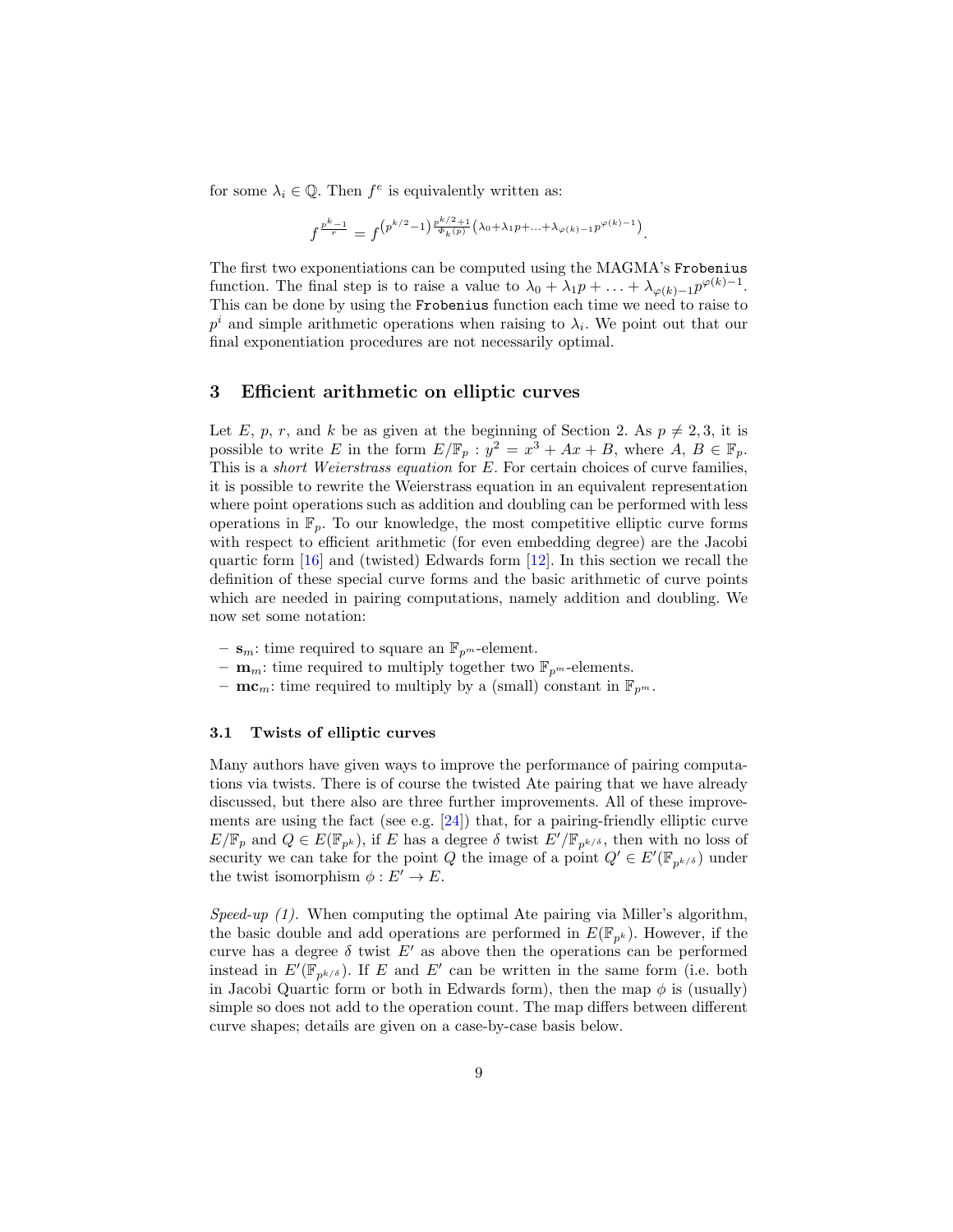for some $\lambda_i \in \mathbb{Q}$. Then $f^e$ is equivalently written as:

$$f^{\frac{p^k-1}{r}} = f^{\left(p^{k/2}-1\right)\frac{p^{k/2}+1}{\Phi_k(p)}\left(\lambda_0+\lambda_1 p+\ldots+\lambda_{\varphi(k)-1}p^{\varphi(k)-1}\right)}.$$

The first two exponentiations can be computed using the MAGMA's `Frobenius` function. The final step is to raise a value to $\lambda_0 + \lambda_1 p + \ldots + \lambda_{\varphi(k)-1}p^{\varphi(k)-1}$. This can be done by using the `Frobenius` function each time we need to raise to $p^i$ and simple arithmetic operations when raising to $\lambda_i$. We point out that our final exponentiation procedures are not necessarily optimal.

## 3 Efficient arithmetic on elliptic curves

Let $E$, $p$, $r$, and $k$ be as given at the beginning of Section 2. As $p \neq 2, 3$, it is possible to write $E$ in the form $E/\mathbb{F}_p : y^2 = x^3 + Ax + B$, where $A$, $B \in \mathbb{F}_p$. This is a *short Weierstrass equation* for $E$. For certain choices of curve families, it is possible to rewrite the Weierstrass equation in an equivalent representation where point operations such as addition and doubling can be performed with less operations in $\mathbb{F}_p$. To our knowledge, the most competitive elliptic curve forms with respect to efficient arithmetic (for even embedding degree) are the Jacobi quartic form [16] and (twisted) Edwards form [12]. In this section we recall the definition of these special curve forms and the basic arithmetic of curve points which are needed in pairing computations, namely addition and doubling. We now set some notation:

- $\mathbf{s}_m$: time required to square an $\mathbb{F}_{p^m}$-element.
- $\mathbf{m}_m$: time required to multiply together two $\mathbb{F}_{p^m}$-elements.
- $\mathbf{mc}_m$: time required to multiply by a (small) constant in $\mathbb{F}_{p^m}$.

### 3.1 Twists of elliptic curves

Many authors have given ways to improve the performance of pairing computations via twists. There is of course the twisted Ate pairing that we have already discussed, but there also are three further improvements. All of these improvements are using the fact (see e.g. [24]) that, for a pairing-friendly elliptic curve $E/\mathbb{F}_p$ and $Q \in E(\mathbb{F}_{p^k})$, if $E$ has a degree $\delta$ twist $E'/\mathbb{F}_{p^{k/\delta}}$, then with no loss of security we can take for the point $Q$ the image of a point $Q' \in E'(\mathbb{F}_{p^{k/\delta}})$ under the twist isomorphism $\phi : E' \to E$.

*Speed-up (1).* When computing the optimal Ate pairing via Miller's algorithm, the basic double and add operations are performed in $E(\mathbb{F}_{p^k})$. However, if the curve has a degree $\delta$ twist $E'$ as above then the operations can be performed instead in $E'(\mathbb{F}_{p^{k/\delta}})$. If $E$ and $E'$ can be written in the same form (i.e. both in Jacobi Quartic form or both in Edwards form), then the map $\phi$ is (usually) simple so does not add to the operation count. The map differs between different curve shapes; details are given on a case-by-case basis below.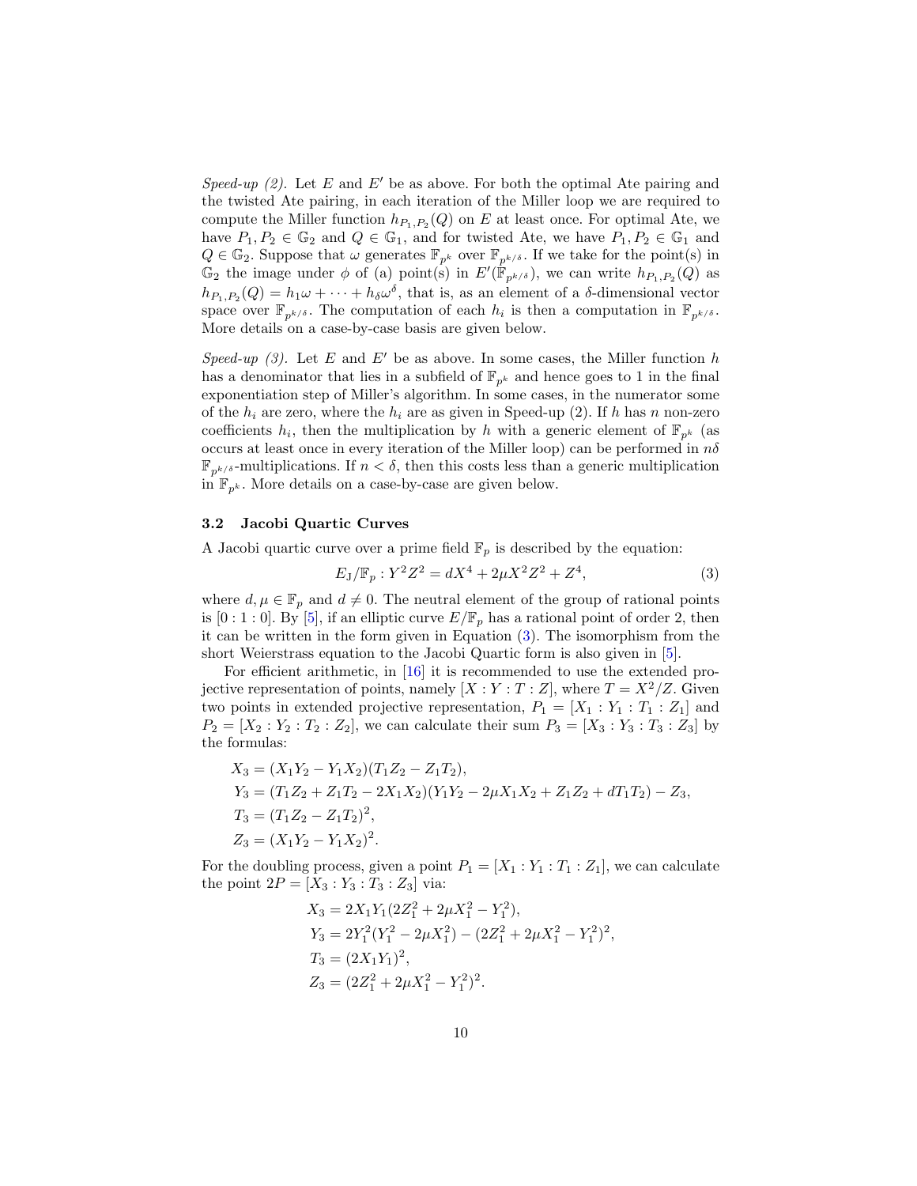*Speed-up (2).* Let $E$ and $E'$ be as above. For both the optimal Ate pairing and the twisted Ate pairing, in each iteration of the Miller loop we are required to compute the Miller function $h_{P_1,P_2}(Q)$ on $E$ at least once. For optimal Ate, we have $P_1, P_2 \in \mathbb{G}_2$ and $Q \in \mathbb{G}_1$, and for twisted Ate, we have $P_1, P_2 \in \mathbb{G}_1$ and $Q \in \mathbb{G}_2$. Suppose that $\omega$ generates $\mathbb{F}_{p^k}$ over $\mathbb{F}_{p^{k/\delta}}$. If we take for the point(s) in $\mathbb{G}_2$ the image under $\phi$ of (a) point(s) in $E'(\mathbb{F}_{p^{k/\delta}})$, we can write $h_{P_1,P_2}(Q)$ as $h_{P_1,P_2}(Q) = h_1\omega + \cdots + h_\delta\omega^\delta$, that is, as an element of a $\delta$-dimensional vector space over $\mathbb{F}_{p^{k/\delta}}$. The computation of each $h_i$ is then a computation in $\mathbb{F}_{p^{k/\delta}}$. More details on a case-by-case basis are given below.

*Speed-up (3).* Let $E$ and $E'$ be as above. In some cases, the Miller function $h$ has a denominator that lies in a subfield of $\mathbb{F}_{p^k}$ and hence goes to 1 in the final exponentiation step of Miller's algorithm. In some cases, in the numerator some of the $h_i$ are zero, where the $h_i$ are as given in Speed-up (2). If $h$ has $n$ non-zero coefficients $h_i$, then the multiplication by $h$ with a generic element of $\mathbb{F}_{p^k}$ (as occurs at least once in every iteration of the Miller loop) can be performed in $n\delta$ $\mathbb{F}_{p^{k/\delta}}$-multiplications. If $n < \delta$, then this costs less than a generic multiplication in $\mathbb{F}_{p^k}$. More details on a case-by-case are given below.

### 3.2 Jacobi Quartic Curves

A Jacobi quartic curve over a prime field $\mathbb{F}_p$ is described by the equation:

$$E_{\mathrm{J}}/\mathbb{F}_p : Y^2Z^2 = dX^4 + 2\mu X^2Z^2 + Z^4, \tag{3}$$

where $d, \mu \in \mathbb{F}_p$ and $d \neq 0$. The neutral element of the group of rational points is $[0 : 1 : 0]$. By [5], if an elliptic curve $E/\mathbb{F}_p$ has a rational point of order 2, then it can be written in the form given in Equation (3). The isomorphism from the short Weierstrass equation to the Jacobi Quartic form is also given in [5].

For efficient arithmetic, in [16] it is recommended to use the extended projective representation of points, namely $[X : Y : T : Z]$, where $T = X^2/Z$. Given two points in extended projective representation, $P_1 = [X_1 : Y_1 : T_1 : Z_1]$ and $P_2 = [X_2 : Y_2 : T_2 : Z_2]$, we can calculate their sum $P_3 = [X_3 : Y_3 : T_3 : Z_3]$ by the formulas:

$$\begin{aligned}
X_3 &= (X_1Y_2 - Y_1X_2)(T_1Z_2 - Z_1T_2),\\
Y_3 &= (T_1Z_2 + Z_1T_2 - 2X_1X_2)(Y_1Y_2 - 2\mu X_1X_2 + Z_1Z_2 + dT_1T_2) - Z_3,\\
T_3 &= (T_1Z_2 - Z_1T_2)^2,\\
Z_3 &= (X_1Y_2 - Y_1X_2)^2.
\end{aligned}$$

For the doubling process, given a point $P_1 = [X_1 : Y_1 : T_1 : Z_1]$, we can calculate the point $2P = [X_3 : Y_3 : T_3 : Z_3]$ via:

$$\begin{aligned}
X_3 &= 2X_1Y_1(2Z_1^2 + 2\mu X_1^2 - Y_1^2),\\
Y_3 &= 2Y_1^2(Y_1^2 - 2\mu X_1^2) - (2Z_1^2 + 2\mu X_1^2 - Y_1^2)^2,\\
T_3 &= (2X_1Y_1)^2,\\
Z_3 &= (2Z_1^2 + 2\mu X_1^2 - Y_1^2)^2.
\end{aligned}$$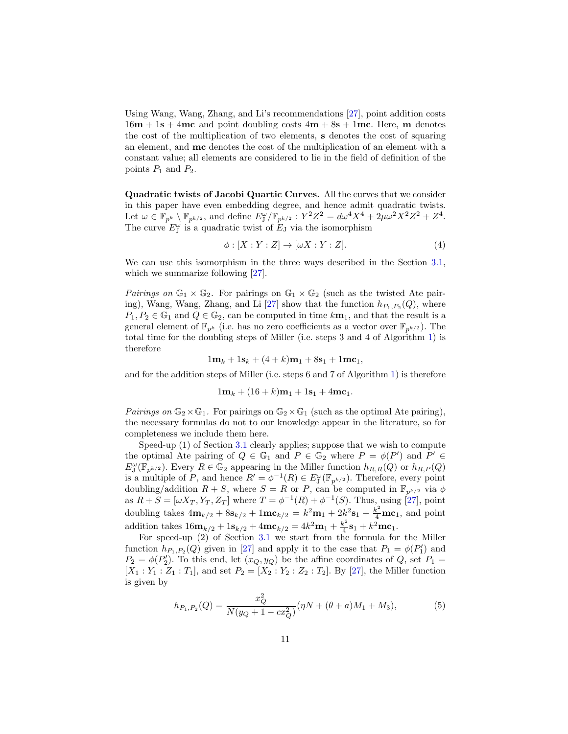Using Wang, Wang, Zhang, and Li's recommendations [27], point addition costs $16\mathbf{m} + 1\mathbf{s} + 4\mathbf{mc}$ and point doubling costs $4\mathbf{m} + 8\mathbf{s} + 1\mathbf{mc}$. Here, $\mathbf{m}$ denotes the cost of the multiplication of two elements, $\mathbf{s}$ denotes the cost of squaring an element, and $\mathbf{mc}$ denotes the cost of the multiplication of an element with a constant value; all elements are considered to lie in the field of definition of the points $P_1$ and $P_2$.

**Quadratic twists of Jacobi Quartic Curves.** All the curves that we consider in this paper have even embedding degree, and hence admit quadratic twists. Let $\omega \in \mathbb{F}_{p^k} \setminus \mathbb{F}_{p^{k/2}}$, and define $E_{\mathrm{J}}^{\omega}/\mathbb{F}_{p^{k/2}} : Y^2Z^2 = d\omega^4X^4 + 2\mu\omega^2X^2Z^2 + Z^4$. The curve $E_{\mathrm{J}}^{\omega}$ is a quadratic twist of $E_{\mathrm{J}}$ via the isomorphism

$$\phi : [X : Y : Z] \to [\omega X : Y : Z]. \tag{4}$$

We can use this isomorphism in the three ways described in the Section 3.1, which we summarize following [27].

*Pairings on* $\mathbb{G}_1 \times \mathbb{G}_2$. For pairings on $\mathbb{G}_1 \times \mathbb{G}_2$ (such as the twisted Ate pairing), Wang, Wang, Zhang, and Li [27] show that the function $h_{P_1,P_2}(Q)$, where $P_1, P_2 \in \mathbb{G}_1$ and $Q \in \mathbb{G}_2$, can be computed in time $k\mathbf{m}_1$, and that the result is a general element of $\mathbb{F}_{p^k}$ (i.e. has no zero coefficients as a vector over $\mathbb{F}_{p^{k/2}}$). The total time for the doubling steps of Miller (i.e. steps 3 and 4 of Algorithm 1) is therefore

$$1\mathbf{m}_k + 1\mathbf{s}_k + (4 + k)\mathbf{m}_1 + 8\mathbf{s}_1 + 1\mathbf{mc}_1,$$

and for the addition steps of Miller (i.e. steps 6 and 7 of Algorithm 1) is therefore

$$1\mathbf{m}_k + (16 + k)\mathbf{m}_1 + 1\mathbf{s}_1 + 4\mathbf{mc}_1.$$

*Pairings on* $\mathbb{G}_2 \times \mathbb{G}_1$. For pairings on $\mathbb{G}_2 \times \mathbb{G}_1$ (such as the optimal Ate pairing), the necessary formulas do not to our knowledge appear in the literature, so for completeness we include them here.

Speed-up (1) of Section 3.1 clearly applies; suppose that we wish to compute the optimal Ate pairing of $Q \in \mathbb{G}_1$ and $P \in \mathbb{G}_2$ where $P = \phi(P')$ and $P' \in E_{\mathrm{J}}^{\omega}(\mathbb{F}_{p^{k/2}})$. Every $R \in \mathbb{G}_2$ appearing in the Miller function $h_{R,R}(Q)$ or $h_{R,P}(Q)$ is a multiple of $P$, and hence $R' = \phi^{-1}(R) \in E_{\mathrm{J}}^{\omega}(\mathbb{F}_{p^{k/2}})$. Therefore, every point doubling/addition $R + S$, where $S = R$ or $P$, can be computed in $\mathbb{F}_{p^{k/2}}$ via $\phi$ as $R + S = [\omega X_T, Y_T, Z_T]$ where $T = \phi^{-1}(R) + \phi^{-1}(S)$. Thus, using [27], point doubling takes $4\mathbf{m}_{k/2} + 8\mathbf{s}_{k/2} + 1\mathbf{mc}_{k/2} = k^2\mathbf{m}_1 + 2k^2\mathbf{s}_1 + \frac{k^2}{4}\mathbf{mc}_1$, and point addition takes $16\mathbf{m}_{k/2} + 1\mathbf{s}_{k/2} + 4\mathbf{mc}_{k/2} = 4k^2\mathbf{m}_1 + \frac{k^2}{4}\mathbf{s}_1 + k^2\mathbf{mc}_1$.

For speed-up (2) of Section 3.1 we start from the formula for the Miller function $h_{P_1,P_2}(Q)$ given in [27] and apply it to the case that $P_1 = \phi(P_1')$ and $P_2 = \phi(P_2')$. To this end, let $(x_Q, y_Q)$ be the affine coordinates of $Q$, set $P_1 = [X_1 : Y_1 : Z_1 : T_1]$, and set $P_2 = [X_2 : Y_2 : Z_2 : T_2]$. By [27], the Miller function is given by

$$h_{P_1,P_2}(Q) = \frac{x_Q^2}{N(y_Q + 1 - cx_Q^2)}(\eta N + (\theta + a)M_1 + M_3), \tag{5}$$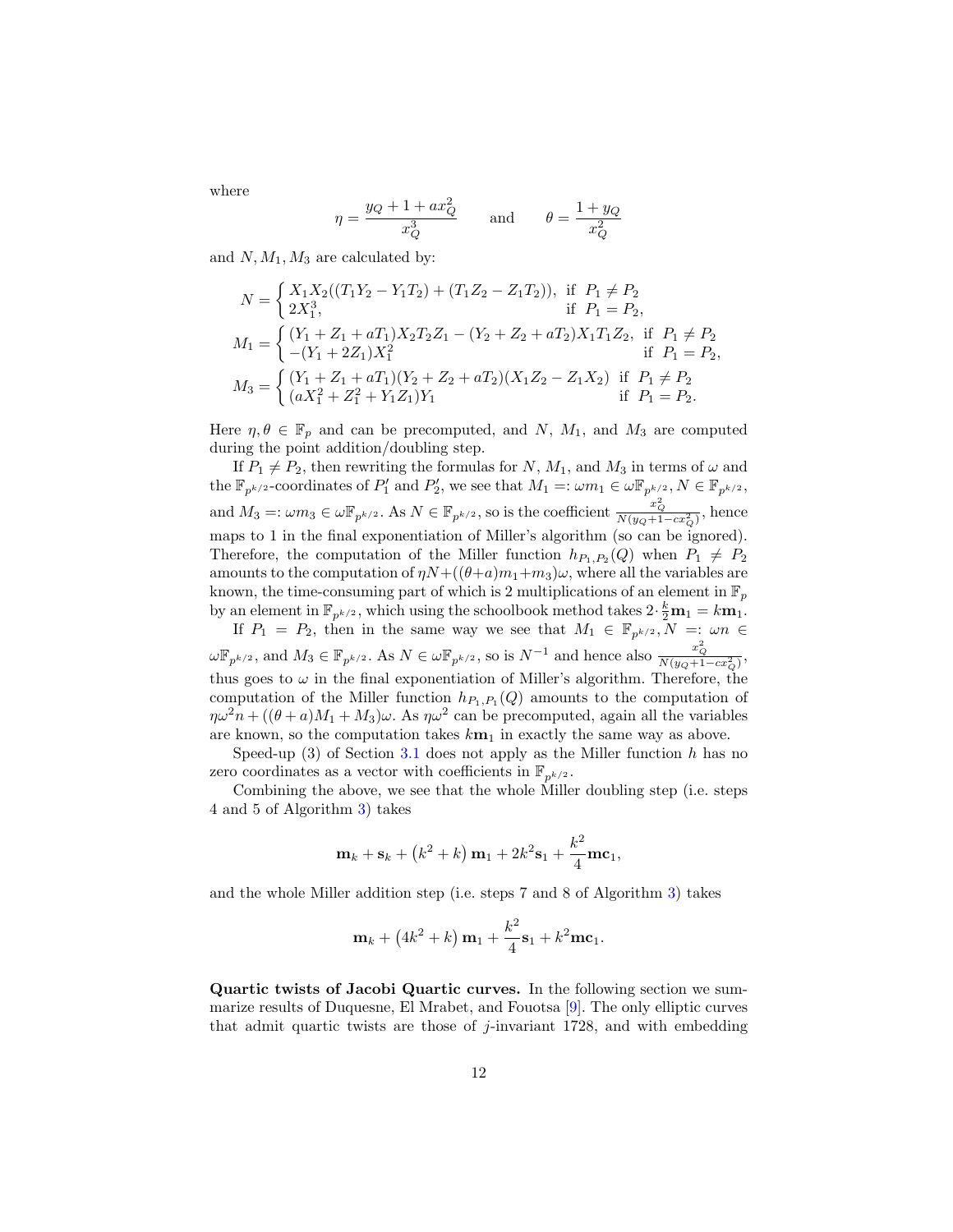where

$$\eta = \frac{y_Q + 1 + ax_Q^2}{x_Q^3} \qquad \text{and} \qquad \theta = \frac{1 + y_Q}{x_Q^2}$$

and $N, M_1, M_3$ are calculated by:

$$N = \begin{cases} X_1X_2((T_1Y_2 - Y_1T_2) + (T_1Z_2 - Z_1T_2)), & \text{if } P_1 \neq P_2 \\ 2X_1^3, & \text{if } P_1 = P_2, \end{cases}$$

$$M_1 = \begin{cases} (Y_1 + Z_1 + aT_1)X_2T_2Z_1 - (Y_2 + Z_2 + aT_2)X_1T_1Z_2, & \text{if } P_1 \neq P_2 \\ -(Y_1 + 2Z_1)X_1^2 & \text{if } P_1 = P_2, \end{cases}$$

$$M_3 = \begin{cases} (Y_1 + Z_1 + aT_1)(Y_2 + Z_2 + aT_2)(X_1Z_2 - Z_1X_2) & \text{if } P_1 \neq P_2 \\ (aX_1^2 + Z_1^2 + Y_1Z_1)Y_1 & \text{if } P_1 = P_2. \end{cases}$$

Here $\eta, \theta \in \mathbb{F}_p$ and can be precomputed, and $N$, $M_1$, and $M_3$ are computed during the point addition/doubling step.

If $P_1 \neq P_2$, then rewriting the formulas for $N$, $M_1$, and $M_3$ in terms of $\omega$ and the $\mathbb{F}_{p^{k/2}}$-coordinates of $P_1'$ and $P_2'$, we see that $M_1 =: \omega m_1 \in \omega\mathbb{F}_{p^{k/2}}, N \in \mathbb{F}_{p^{k/2}}$, and $M_3 =: \omega m_3 \in \omega\mathbb{F}_{p^{k/2}}$. As $N \in \mathbb{F}_{p^{k/2}}$, so is the coefficient $\frac{x_Q^2}{N(y_Q+1-cx_Q^2)}$, hence maps to 1 in the final exponentiation of Miller's algorithm (so can be ignored). Therefore, the computation of the Miller function $h_{P_1,P_2}(Q)$ when $P_1 \neq P_2$ amounts to the computation of $\eta N + ((\theta + a)m_1 + m_3)\omega$, where all the variables are known, the time-consuming part of which is 2 multiplications of an element in $\mathbb{F}_p$ by an element in $\mathbb{F}_{p^{k/2}}$, which using the schoolbook method takes $2 \cdot \frac{k}{2}\mathbf{m}_1 = k\mathbf{m}_1$.

If $P_1 = P_2$, then in the same way we see that $M_1 \in \mathbb{F}_{p^{k/2}}, N =: \omega n \in \omega\mathbb{F}_{p^{k/2}}$, and $M_3 \in \mathbb{F}_{p^{k/2}}$. As $N \in \omega\mathbb{F}_{p^{k/2}}$, so is $N^{-1}$ and hence also $\frac{x_Q^2}{N(y_Q+1-cx_Q^2)}$, thus goes to $\omega$ in the final exponentiation of Miller's algorithm. Therefore, the computation of the Miller function $h_{P_1,P_1}(Q)$ amounts to the computation of $\eta\omega^2 n + ((\theta + a)M_1 + M_3)\omega$. As $\eta\omega^2$ can be precomputed, again all the variables are known, so the computation takes $k\mathbf{m}_1$ in exactly the same way as above.

Speed-up (3) of Section 3.1 does not apply as the Miller function $h$ has no zero coordinates as a vector with coefficients in $\mathbb{F}_{p^{k/2}}$.

Combining the above, we see that the whole Miller doubling step (i.e. steps 4 and 5 of Algorithm 3) takes

$$\mathbf{m}_k + \mathbf{s}_k + \left(k^2 + k\right)\mathbf{m}_1 + 2k^2\mathbf{s}_1 + \frac{k^2}{4}\mathbf{mc}_1,$$

and the whole Miller addition step (i.e. steps 7 and 8 of Algorithm 3) takes

$$\mathbf{m}_k + \left(4k^2 + k\right)\mathbf{m}_1 + \frac{k^2}{4}\mathbf{s}_1 + k^2\mathbf{mc}_1.$$

**Quartic twists of Jacobi Quartic curves.** In the following section we summarize results of Duquesne, El Mrabet, and Fouotsa [9]. The only elliptic curves that admit quartic twists are those of $j$-invariant 1728, and with embedding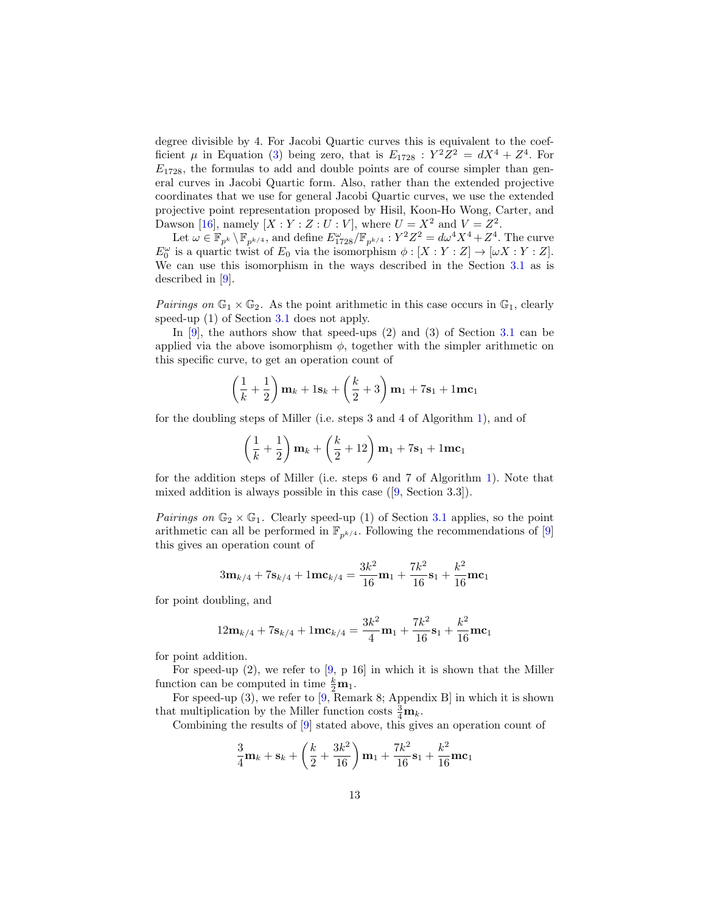degree divisible by 4. For Jacobi Quartic curves this is equivalent to the coefficient $\mu$ in Equation (3) being zero, that is $E_{1728} : Y^2Z^2 = dX^4 + Z^4$. For $E_{1728}$, the formulas to add and double points are of course simpler than general curves in Jacobi Quartic form. Also, rather than the extended projective coordinates that we use for general Jacobi Quartic curves, we use the extended projective point representation proposed by Hisil, Koon-Ho Wong, Carter, and Dawson [16], namely $[X : Y : Z : U : V]$, where $U = X^2$ and $V = Z^2$.

Let $\omega \in \mathbb{F}_{p^k} \setminus \mathbb{F}_{p^{k/4}}$, and define $E^{\omega}_{1728}/\mathbb{F}_{p^{k/4}} : Y^2Z^2 = d\omega^4X^4 + Z^4$. The curve $E^{\omega}_0$ is a quartic twist of $E_0$ via the isomorphism $\phi : [X : Y : Z] \to [\omega X : Y : Z]$. We can use this isomorphism in the ways described in the Section 3.1 as is described in [9].

*Pairings on* $\mathbb{G}_1 \times \mathbb{G}_2$. As the point arithmetic in this case occurs in $\mathbb{G}_1$, clearly speed-up (1) of Section 3.1 does not apply.

In [9], the authors show that speed-ups (2) and (3) of Section 3.1 can be applied via the above isomorphism $\phi$, together with the simpler arithmetic on this specific curve, to get an operation count of

$$\left(\frac{1}{k} + \frac{1}{2}\right)\mathbf{m}_k + 1\mathbf{s}_k + \left(\frac{k}{2} + 3\right)\mathbf{m}_1 + 7\mathbf{s}_1 + 1\mathbf{mc}_1$$

for the doubling steps of Miller (i.e. steps 3 and 4 of Algorithm 1), and of

$$\left(\frac{1}{k} + \frac{1}{2}\right)\mathbf{m}_k + \left(\frac{k}{2} + 12\right)\mathbf{m}_1 + 7\mathbf{s}_1 + 1\mathbf{mc}_1$$

for the addition steps of Miller (i.e. steps 6 and 7 of Algorithm 1). Note that mixed addition is always possible in this case ([9, Section 3.3]).

*Pairings on* $\mathbb{G}_2 \times \mathbb{G}_1$. Clearly speed-up (1) of Section 3.1 applies, so the point arithmetic can all be performed in $\mathbb{F}_{p^{k/4}}$. Following the recommendations of [9] this gives an operation count of

$$3\mathbf{m}_{k/4} + 7\mathbf{s}_{k/4} + 1\mathbf{mc}_{k/4} = \frac{3k^2}{16}\mathbf{m}_1 + \frac{7k^2}{16}\mathbf{s}_1 + \frac{k^2}{16}\mathbf{mc}_1$$

for point doubling, and

$$12\mathbf{m}_{k/4} + 7\mathbf{s}_{k/4} + 1\mathbf{mc}_{k/4} = \frac{3k^2}{4}\mathbf{m}_1 + \frac{7k^2}{16}\mathbf{s}_1 + \frac{k^2}{16}\mathbf{mc}_1$$

for point addition.

For speed-up (2), we refer to [9, p 16] in which it is shown that the Miller function can be computed in time $\frac{k}{2}\mathbf{m}_1$.

For speed-up (3), we refer to [9, Remark 8; Appendix B] in which it is shown that multiplication by the Miller function costs $\frac{3}{4}\mathbf{m}_k$.

Combining the results of [9] stated above, this gives an operation count of

$$\frac{3}{4}\mathbf{m}_k + \mathbf{s}_k + \left(\frac{k}{2} + \frac{3k^2}{16}\right)\mathbf{m}_1 + \frac{7k^2}{16}\mathbf{s}_1 + \frac{k^2}{16}\mathbf{mc}_1$$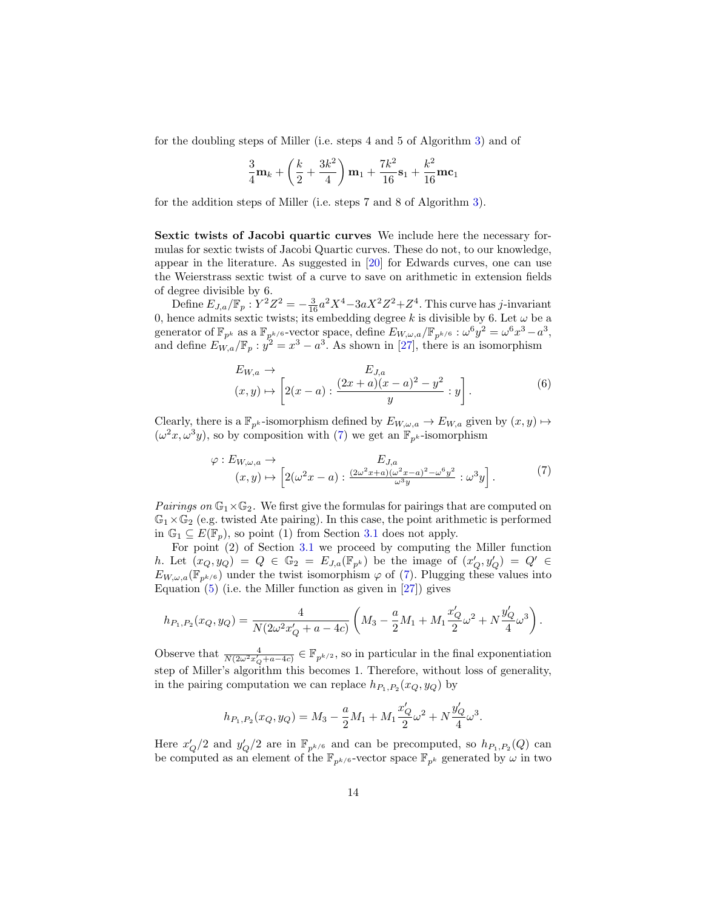for the doubling steps of Miller (i.e. steps 4 and 5 of Algorithm 3) and of

$$\frac{3}{4}\mathbf{m}_k + \left(\frac{k}{2} + \frac{3k^2}{4}\right)\mathbf{m}_1 + \frac{7k^2}{16}\mathbf{s}_1 + \frac{k^2}{16}\mathbf{mc}_1$$

for the addition steps of Miller (i.e. steps 7 and 8 of Algorithm 3).

**Sextic twists of Jacobi quartic curves** We include here the necessary formulas for sextic twists of Jacobi Quartic curves. These do not, to our knowledge, appear in the literature. As suggested in [20] for Edwards curves, one can use the Weierstrass sextic twist of a curve to save on arithmetic in extension fields of degree divisible by 6.

Define $E_{J,a}/\mathbb{F}_p : Y^2Z^2 = -\frac{3}{16}a^2X^4 - 3aX^2Z^2 + Z^4$. This curve has $j$-invariant 0, hence admits sextic twists; its embedding degree $k$ is divisible by 6. Let $\omega$ be a generator of $\mathbb{F}_{p^k}$ as a $\mathbb{F}_{p^{k/6}}$-vector space, define $E_{W,\omega,a}/\mathbb{F}_{p^{k/6}} : \omega^6 y^2 = \omega^6 x^3 - a^3$, and define $E_{W,a}/\mathbb{F}_p : y^2 = x^3 - a^3$. As shown in [27], there is an isomorphism

$$\begin{aligned} E_{W,a} &\to E_{J,a} \\ (x,y) &\mapsto \left[2(x-a) : \frac{(2x+a)(x-a)^2 - y^2}{y} : y\right]. \end{aligned} \tag{6}$$

Clearly, there is a $\mathbb{F}_{p^k}$-isomorphism defined by $E_{W,\omega,a} \to E_{W,a}$ given by $(x,y) \mapsto (\omega^2 x, \omega^3 y)$, so by composition with (7) we get an $\mathbb{F}_{p^k}$-isomorphism

$$\begin{aligned} \varphi : E_{W,\omega,a} &\to E_{J,a} \\ (x,y) &\mapsto \left[2(\omega^2 x - a) : \frac{(2\omega^2 x + a)(\omega^2 x - a)^2 - \omega^6 y^2}{\omega^3 y} : \omega^3 y\right]. \end{aligned} \tag{7}$$

*Pairings on* $\mathbb{G}_1 \times \mathbb{G}_2$. We first give the formulas for pairings that are computed on $\mathbb{G}_1 \times \mathbb{G}_2$ (e.g. twisted Ate pairing). In this case, the point arithmetic is performed in $\mathbb{G}_1 \subseteq E(\mathbb{F}_p)$, so point (1) from Section 3.1 does not apply.

For point (2) of Section 3.1 we proceed by computing the Miller function $h$. Let $(x_Q, y_Q) = Q \in \mathbb{G}_2 = E_{J,a}(\mathbb{F}_{p^k})$ be the image of $(x'_Q, y'_Q) = Q' \in E_{W,\omega,a}(\mathbb{F}_{p^{k/6}})$ under the twist isomorphism $\varphi$ of (7). Plugging these values into Equation (5) (i.e. the Miller function as given in [27]) gives

$$h_{P_1,P_2}(x_Q, y_Q) = \frac{4}{N(2\omega^2 x'_Q + a - 4c)}\left(M_3 - \frac{a}{2}M_1 + M_1\frac{x'_Q}{2}\omega^2 + N\frac{y'_Q}{4}\omega^3\right).$$

Observe that $\frac{4}{N(2\omega^2 x'_Q + a - 4c)} \in \mathbb{F}_{p^{k/2}}$, so in particular in the final exponentiation step of Miller's algorithm this becomes 1. Therefore, without loss of generality, in the pairing computation we can replace $h_{P_1,P_2}(x_Q, y_Q)$ by

$$h_{P_1,P_2}(x_Q, y_Q) = M_3 - \frac{a}{2}M_1 + M_1\frac{x'_Q}{2}\omega^2 + N\frac{y'_Q}{4}\omega^3.$$

Here $x'_Q/2$ and $y'_Q/2$ are in $\mathbb{F}_{p^{k/6}}$ and can be precomputed, so $h_{P_1,P_2}(Q)$ can be computed as an element of the $\mathbb{F}_{p^{k/6}}$-vector space $\mathbb{F}_{p^k}$ generated by $\omega$ in two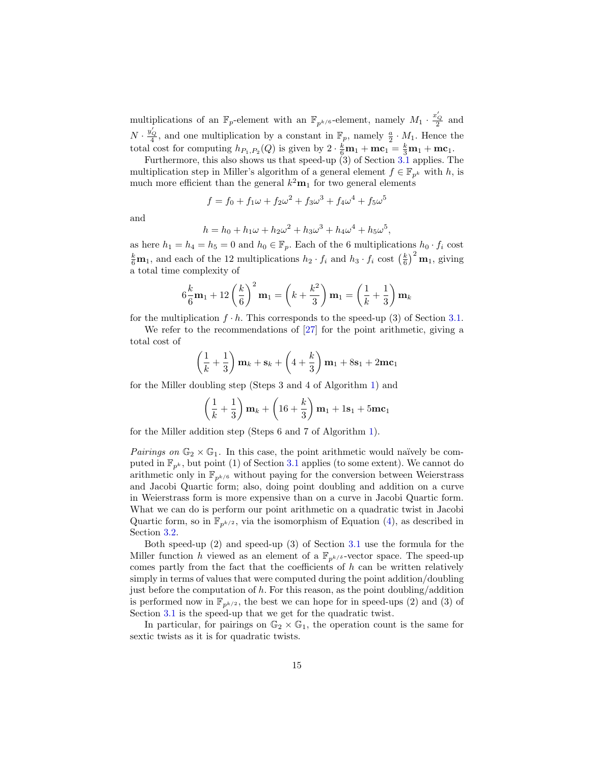multiplications of an $\mathbb{F}_p$-element with an $\mathbb{F}_{p^{k/6}}$-element, namely $M_1 \cdot \frac{x'_Q}{2}$ and $N \cdot \frac{y'_Q}{4}$, and one multiplication by a constant in $\mathbb{F}_p$, namely $\frac{a}{2} \cdot M_1$. Hence the total cost for computing $h_{P_1,P_2}(Q)$ is given by $2 \cdot \frac{k}{6}\mathbf{m}_1 + \mathbf{mc}_1 = \frac{k}{3}\mathbf{m}_1 + \mathbf{mc}_1$.

Furthermore, this also shows us that speed-up (3) of Section 3.1 applies. The multiplication step in Miller's algorithm of a general element $f \in \mathbb{F}_{p^k}$ with $h$, is much more efficient than the general $k^2\mathbf{m}_1$ for two general elements

$$f = f_0 + f_1\omega + f_2\omega^2 + f_3\omega^3 + f_4\omega^4 + f_5\omega^5$$

and

$$h = h_0 + h_1\omega + h_2\omega^2 + h_3\omega^3 + h_4\omega^4 + h_5\omega^5,$$

as here $h_1 = h_4 = h_5 = 0$ and $h_0 \in \mathbb{F}_p$. Each of the 6 multiplications $h_0 \cdot f_i$ cost $\frac{k}{6}\mathbf{m}_1$, and each of the 12 multiplications $h_2 \cdot f_i$ and $h_3 \cdot f_i$ cost $\left(\frac{k}{6}\right)^2\mathbf{m}_1$, giving a total time complexity of

$$6\frac{k}{6}\mathbf{m}_1 + 12\left(\frac{k}{6}\right)^2\mathbf{m}_1 = \left(k + \frac{k^2}{3}\right)\mathbf{m}_1 = \left(\frac{1}{k} + \frac{1}{3}\right)\mathbf{m}_k$$

for the multiplication $f \cdot h$. This corresponds to the speed-up (3) of Section 3.1.

We refer to the recommendations of [27] for the point arithmetic, giving a total cost of

$$\left(\frac{1}{k} + \frac{1}{3}\right)\mathbf{m}_k + \mathbf{s}_k + \left(4 + \frac{k}{3}\right)\mathbf{m}_1 + 8\mathbf{s}_1 + 2\mathbf{mc}_1$$

for the Miller doubling step (Steps 3 and 4 of Algorithm 1) and

$$\left(\frac{1}{k} + \frac{1}{3}\right)\mathbf{m}_k + \left(16 + \frac{k}{3}\right)\mathbf{m}_1 + 1\mathbf{s}_1 + 5\mathbf{mc}_1$$

for the Miller addition step (Steps 6 and 7 of Algorithm 1).

*Pairings on* $\mathbb{G}_2 \times \mathbb{G}_1$. In this case, the point arithmetic would naïvely be computed in $\mathbb{F}_{p^k}$, but point (1) of Section 3.1 applies (to some extent). We cannot do arithmetic only in $\mathbb{F}_{p^{k/6}}$ without paying for the conversion between Weierstrass and Jacobi Quartic form; also, doing point doubling and addition on a curve in Weierstrass form is more expensive than on a curve in Jacobi Quartic form. What we can do is perform our point arithmetic on a quadratic twist in Jacobi Quartic form, so in $\mathbb{F}_{p^{k/2}}$, via the isomorphism of Equation (4), as described in Section 3.2.

Both speed-up (2) and speed-up (3) of Section 3.1 use the formula for the Miller function $h$ viewed as an element of a $\mathbb{F}_{p^{k/\delta}}$-vector space. The speed-up comes partly from the fact that the coefficients of $h$ can be written relatively simply in terms of values that were computed during the point addition/doubling just before the computation of $h$. For this reason, as the point doubling/addition is performed now in $\mathbb{F}_{p^{k/2}}$, the best we can hope for in speed-ups (2) and (3) of Section 3.1 is the speed-up that we get for the quadratic twist.

In particular, for pairings on $\mathbb{G}_2 \times \mathbb{G}_1$, the operation count is the same for sextic twists as it is for quadratic twists.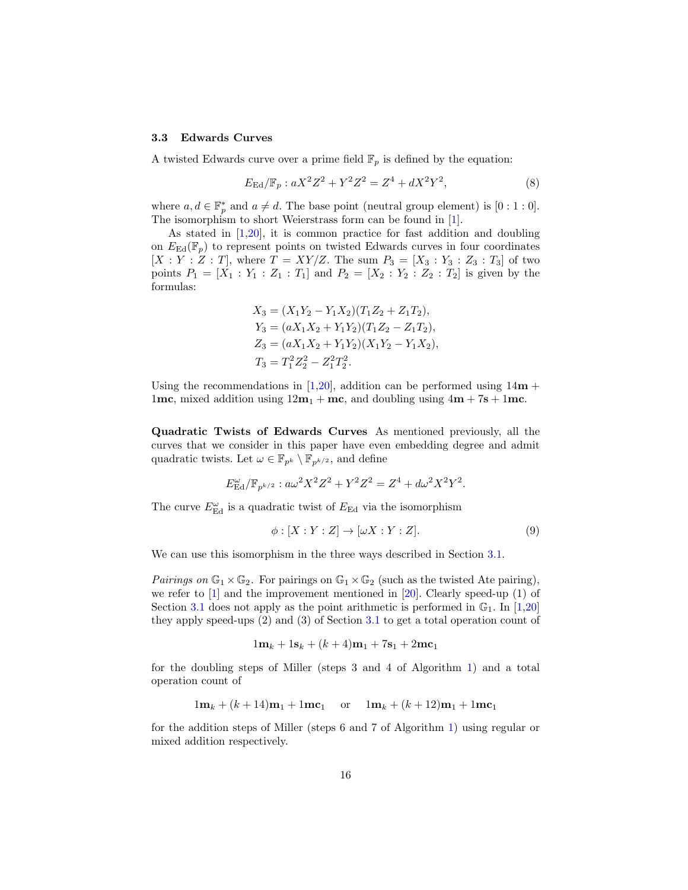### 3.3 Edwards Curves

A twisted Edwards curve over a prime field $\mathbb{F}_p$ is defined by the equation:

$$E_{\text{Ed}}/\mathbb{F}_p : aX^2Z^2 + Y^2Z^2 = Z^4 + dX^2Y^2, \tag{8}$$

where $a, d \in \mathbb{F}_p^*$ and $a \neq d$. The base point (neutral group element) is $[0:1:0]$. The isomorphism to short Weierstrass form can be found in [1].

As stated in [1,20], it is common practice for fast addition and doubling on $E_{\text{Ed}}(\mathbb{F}_p)$ to represent points on twisted Edwards curves in four coordinates $[X:Y:Z:T]$, where $T = XY/Z$. The sum $P_3 = [X_3 : Y_3 : Z_3 : T_3]$ of two points $P_1 = [X_1 : Y_1 : Z_1 : T_1]$ and $P_2 = [X_2 : Y_2 : Z_2 : T_2]$ is given by the formulas:

$$\begin{aligned}
X_3 &= (X_1Y_2 - Y_1X_2)(T_1Z_2 + Z_1T_2), \\
Y_3 &= (aX_1X_2 + Y_1Y_2)(T_1Z_2 - Z_1T_2), \\
Z_3 &= (aX_1X_2 + Y_1Y_2)(X_1Y_2 - Y_1X_2), \\
T_3 &= T_1^2Z_2^2 - Z_1^2T_2^2.
\end{aligned}$$

Using the recommendations in [1,20], addition can be performed using $14\mathbf{m} + 1\mathbf{mc}$, mixed addition using $12\mathbf{m}_1 + \mathbf{mc}$, and doubling using $4\mathbf{m} + 7\mathbf{s} + 1\mathbf{mc}$.

**Quadratic Twists of Edwards Curves** As mentioned previously, all the curves that we consider in this paper have even embedding degree and admit quadratic twists. Let $\omega \in \mathbb{F}_{p^k} \setminus \mathbb{F}_{p^{k/2}}$, and define

$$E_{\text{Ed}}^{\omega}/\mathbb{F}_{p^{k/2}} : a\omega^2X^2Z^2 + Y^2Z^2 = Z^4 + d\omega^2X^2Y^2.$$

The curve $E_{\text{Ed}}^{\omega}$ is a quadratic twist of $E_{\text{Ed}}$ via the isomorphism

$$\phi : [X:Y:Z] \rightarrow [\omega X : Y : Z]. \tag{9}$$

We can use this isomorphism in the three ways described in Section 3.1.

*Pairings on* $\mathbb{G}_1 \times \mathbb{G}_2$. For pairings on $\mathbb{G}_1 \times \mathbb{G}_2$ (such as the twisted Ate pairing), we refer to [1] and the improvement mentioned in [20]. Clearly speed-up (1) of Section 3.1 does not apply as the point arithmetic is performed in $\mathbb{G}_1$. In [1,20] they apply speed-ups (2) and (3) of Section 3.1 to get a total operation count of

$$1\mathbf{m}_k + 1\mathbf{s}_k + (k+4)\mathbf{m}_1 + 7\mathbf{s}_1 + 2\mathbf{mc}_1$$

for the doubling steps of Miller (steps 3 and 4 of Algorithm 1) and a total operation count of

$$1\mathbf{m}_k + (k+14)\mathbf{m}_1 + 1\mathbf{mc}_1 \quad \text{or} \quad 1\mathbf{m}_k + (k+12)\mathbf{m}_1 + 1\mathbf{mc}_1$$

for the addition steps of Miller (steps 6 and 7 of Algorithm 1) using regular or mixed addition respectively.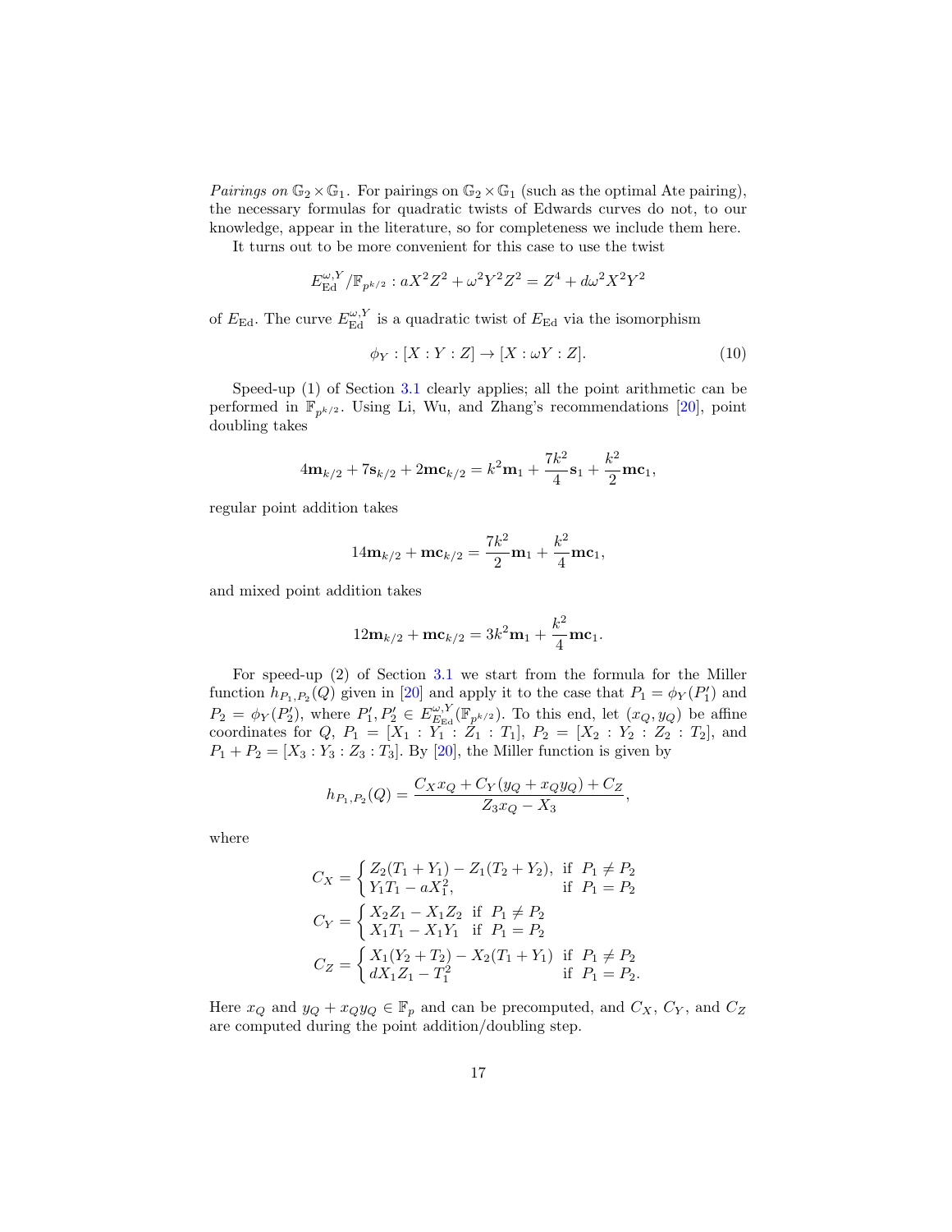*Pairings on* $\mathbb{G}_2 \times \mathbb{G}_1$. For pairings on $\mathbb{G}_2 \times \mathbb{G}_1$ (such as the optimal Ate pairing), the necessary formulas for quadratic twists of Edwards curves do not, to our knowledge, appear in the literature, so for completeness we include them here.

It turns out to be more convenient for this case to use the twist

$$E_{\mathrm{Ed}}^{\omega,Y}/\mathbb{F}_{p^{k/2}} : aX^2Z^2 + \omega^2Y^2Z^2 = Z^4 + d\omega^2X^2Y^2$$

of $E_{\mathrm{Ed}}$. The curve $E_{\mathrm{Ed}}^{\omega,Y}$ is a quadratic twist of $E_{\mathrm{Ed}}$ via the isomorphism

$$\phi_Y : [X : Y : Z] \to [X : \omega Y : Z]. \tag{10}$$

Speed-up (1) of Section 3.1 clearly applies; all the point arithmetic can be performed in $\mathbb{F}_{p^{k/2}}$. Using Li, Wu, and Zhang's recommendations [20], point doubling takes

$$4\mathbf{m}_{k/2} + 7\mathbf{s}_{k/2} + 2\mathbf{mc}_{k/2} = k^2\mathbf{m}_1 + \frac{7k^2}{4}\mathbf{s}_1 + \frac{k^2}{2}\mathbf{mc}_1,$$

regular point addition takes

$$14\mathbf{m}_{k/2} + \mathbf{mc}_{k/2} = \frac{7k^2}{2}\mathbf{m}_1 + \frac{k^2}{4}\mathbf{mc}_1,$$

and mixed point addition takes

$$12\mathbf{m}_{k/2} + \mathbf{mc}_{k/2} = 3k^2\mathbf{m}_1 + \frac{k^2}{4}\mathbf{mc}_1.$$

For speed-up (2) of Section 3.1 we start from the formula for the Miller function $h_{P_1,P_2}(Q)$ given in [20] and apply it to the case that $P_1 = \phi_Y(P_1')$ and $P_2 = \phi_Y(P_2')$, where $P_1', P_2' \in E_{E_{\mathrm{Ed}}}^{\omega,Y}(\mathbb{F}_{p^{k/2}})$. To this end, let $(x_Q, y_Q)$ be affine coordinates for $Q$, $P_1 = [X_1 : Y_1 : Z_1 : T_1]$, $P_2 = [X_2 : Y_2 : Z_2 : T_2]$, and $P_1 + P_2 = [X_3 : Y_3 : Z_3 : T_3]$. By [20], the Miller function is given by

$$h_{P_1,P_2}(Q) = \frac{C_X x_Q + C_Y(y_Q + x_Q y_Q) + C_Z}{Z_3 x_Q - X_3},$$

where

$$C_X = \begin{cases} Z_2(T_1 + Y_1) - Z_1(T_2 + Y_2), & \text{if } P_1 \neq P_2 \\ Y_1T_1 - aX_1^2, & \text{if } P_1 = P_2 \end{cases}$$

$$C_Y = \begin{cases} X_2Z_1 - X_1Z_2 & \text{if } P_1 \neq P_2 \\ X_1T_1 - X_1Y_1 & \text{if } P_1 = P_2 \end{cases}$$

$$C_Z = \begin{cases} X_1(Y_2 + T_2) - X_2(T_1 + Y_1) & \text{if } P_1 \neq P_2 \\ dX_1Z_1 - T_1^2 & \text{if } P_1 = P_2. \end{cases}$$

Here $x_Q$ and $y_Q + x_Q y_Q \in \mathbb{F}_p$ and can be precomputed, and $C_X$, $C_Y$, and $C_Z$ are computed during the point addition/doubling step.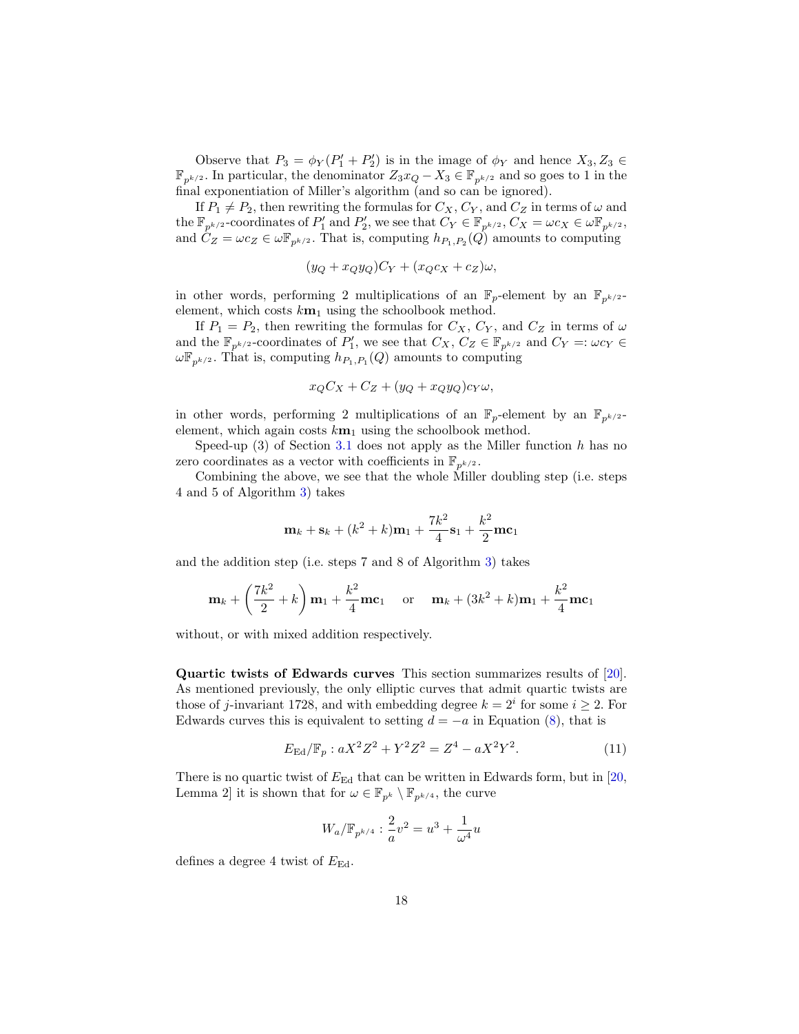Observe that $P_3 = \phi_Y(P_1' + P_2')$ is in the image of $\phi_Y$ and hence $X_3, Z_3 \in \mathbb{F}_{p^{k/2}}$. In particular, the denominator $Z_3 x_Q - X_3 \in \mathbb{F}_{p^{k/2}}$ and so goes to 1 in the final exponentiation of Miller's algorithm (and so can be ignored).

If $P_1 \neq P_2$, then rewriting the formulas for $C_X$, $C_Y$, and $C_Z$ in terms of $\omega$ and the $\mathbb{F}_{p^{k/2}}$-coordinates of $P_1'$ and $P_2'$, we see that $C_Y \in \mathbb{F}_{p^{k/2}}$, $C_X = \omega c_X \in \omega\mathbb{F}_{p^{k/2}}$, and $C_Z = \omega c_Z \in \omega\mathbb{F}_{p^{k/2}}$. That is, computing $h_{P_1,P_2}(Q)$ amounts to computing

$$(y_Q + x_Q y_Q)C_Y + (x_Q c_X + c_Z)\omega,$$

in other words, performing 2 multiplications of an $\mathbb{F}_p$-element by an $\mathbb{F}_{p^{k/2}}$-element, which costs $k\mathbf{m}_1$ using the schoolbook method.

If $P_1 = P_2$, then rewriting the formulas for $C_X$, $C_Y$, and $C_Z$ in terms of $\omega$ and the $\mathbb{F}_{p^{k/2}}$-coordinates of $P_1'$, we see that $C_X, C_Z \in \mathbb{F}_{p^{k/2}}$ and $C_Y =: \omega c_Y \in \omega\mathbb{F}_{p^{k/2}}$. That is, computing $h_{P_1,P_1}(Q)$ amounts to computing

$$x_Q C_X + C_Z + (y_Q + x_Q y_Q)c_Y\omega,$$

in other words, performing 2 multiplications of an $\mathbb{F}_p$-element by an $\mathbb{F}_{p^{k/2}}$-element, which again costs $k\mathbf{m}_1$ using the schoolbook method.

Speed-up (3) of Section 3.1 does not apply as the Miller function $h$ has no zero coordinates as a vector with coefficients in $\mathbb{F}_{p^{k/2}}$.

Combining the above, we see that the whole Miller doubling step (i.e. steps 4 and 5 of Algorithm 3) takes

$$\mathbf{m}_k + \mathbf{s}_k + (k^2 + k)\mathbf{m}_1 + \frac{7k^2}{4}\mathbf{s}_1 + \frac{k^2}{2}\mathbf{mc}_1$$

and the addition step (i.e. steps 7 and 8 of Algorithm 3) takes

$$\mathbf{m}_k + \left(\frac{7k^2}{2} + k\right)\mathbf{m}_1 + \frac{k^2}{4}\mathbf{mc}_1 \quad \text{or} \quad \mathbf{m}_k + (3k^2 + k)\mathbf{m}_1 + \frac{k^2}{4}\mathbf{mc}_1$$

without, or with mixed addition respectively.

**Quartic twists of Edwards curves** This section summarizes results of [20]. As mentioned previously, the only elliptic curves that admit quartic twists are those of $j$-invariant 1728, and with embedding degree $k = 2^i$ for some $i \geq 2$. For Edwards curves this is equivalent to setting $d = -a$ in Equation (8), that is

$$E_{\mathrm{Ed}}/\mathbb{F}_p : aX^2Z^2 + Y^2Z^2 = Z^4 - aX^2Y^2. \tag{11}$$

There is no quartic twist of $E_{\mathrm{Ed}}$ that can be written in Edwards form, but in [20, Lemma 2] it is shown that for $\omega \in \mathbb{F}_{p^k} \setminus \mathbb{F}_{p^{k/4}}$, the curve

$$W_a/\mathbb{F}_{p^{k/4}} : \frac{2}{a}v^2 = u^3 + \frac{1}{\omega^4}u$$

defines a degree 4 twist of $E_{\mathrm{Ed}}$.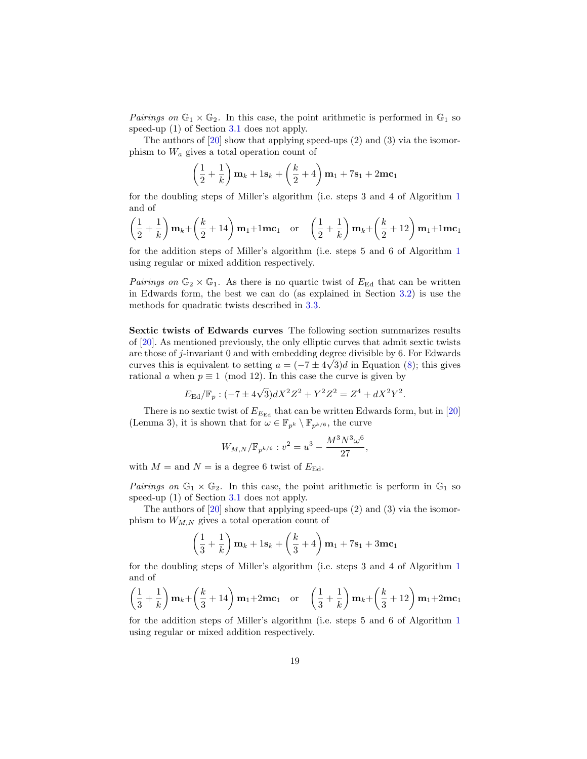*Pairings on* $\mathbb{G}_1 \times \mathbb{G}_2$. In this case, the point arithmetic is performed in $\mathbb{G}_1$ so speed-up (1) of Section 3.1 does not apply.

The authors of [20] show that applying speed-ups (2) and (3) via the isomorphism to $W_a$ gives a total operation count of

$$\left(\frac{1}{2}+\frac{1}{k}\right)\mathbf{m}_k + 1\mathbf{s}_k + \left(\frac{k}{2}+4\right)\mathbf{m}_1 + 7\mathbf{s}_1 + 2\mathbf{mc}_1$$

for the doubling steps of Miller's algorithm (i.e. steps 3 and 4 of Algorithm 1 and of

$$\left(\frac{1}{2}+\frac{1}{k}\right)\mathbf{m}_k+\left(\frac{k}{2}+14\right)\mathbf{m}_1+1\mathbf{mc}_1 \quad \text{or} \quad \left(\frac{1}{2}+\frac{1}{k}\right)\mathbf{m}_k+\left(\frac{k}{2}+12\right)\mathbf{m}_1+1\mathbf{mc}_1$$

for the addition steps of Miller's algorithm (i.e. steps 5 and 6 of Algorithm 1 using regular or mixed addition respectively.

*Pairings on* $\mathbb{G}_2 \times \mathbb{G}_1$. As there is no quartic twist of $E_{\mathrm{Ed}}$ that can be written in Edwards form, the best we can do (as explained in Section 3.2) is use the methods for quadratic twists described in 3.3.

**Sextic twists of Edwards curves** The following section summarizes results of [20]. As mentioned previously, the only elliptic curves that admit sextic twists are those of $j$-invariant 0 and with embedding degree divisible by 6. For Edwards curves this is equivalent to setting $a = (-7 \pm 4\sqrt{3})d$ in Equation (8); this gives rational $a$ when $p \equiv 1 \pmod{12}$. In this case the curve is given by

$$E_{\mathrm{Ed}}/\mathbb{F}_p : (-7 \pm 4\sqrt{3})dX^2Z^2 + Y^2Z^2 = Z^4 + dX^2Y^2.$$

There is no sextic twist of $E_{E_{\mathrm{Ed}}}$ that can be written Edwards form, but in [20] (Lemma 3), it is shown that for $\omega \in \mathbb{F}_{p^k} \setminus \mathbb{F}_{p^{k/6}}$, the curve

$$W_{M,N}/\mathbb{F}_{p^{k/6}} : v^2 = u^3 - \frac{M^3N^3\omega^6}{27},$$

with $M =$ and $N =$ is a degree 6 twist of $E_{\mathrm{Ed}}$.

*Pairings on* $\mathbb{G}_1 \times \mathbb{G}_2$. In this case, the point arithmetic is perform in $\mathbb{G}_1$ so speed-up (1) of Section 3.1 does not apply.

The authors of [20] show that applying speed-ups (2) and (3) via the isomorphism to $W_{M,N}$ gives a total operation count of

$$\left(\frac{1}{3}+\frac{1}{k}\right)\mathbf{m}_k + 1\mathbf{s}_k + \left(\frac{k}{3}+4\right)\mathbf{m}_1 + 7\mathbf{s}_1 + 3\mathbf{mc}_1$$

for the doubling steps of Miller's algorithm (i.e. steps 3 and 4 of Algorithm 1 and of

$$\left(\frac{1}{3}+\frac{1}{k}\right)\mathbf{m}_k+\left(\frac{k}{3}+14\right)\mathbf{m}_1+2\mathbf{mc}_1 \quad \text{or} \quad \left(\frac{1}{3}+\frac{1}{k}\right)\mathbf{m}_k+\left(\frac{k}{3}+12\right)\mathbf{m}_1+2\mathbf{mc}_1$$

for the addition steps of Miller's algorithm (i.e. steps 5 and 6 of Algorithm 1 using regular or mixed addition respectively.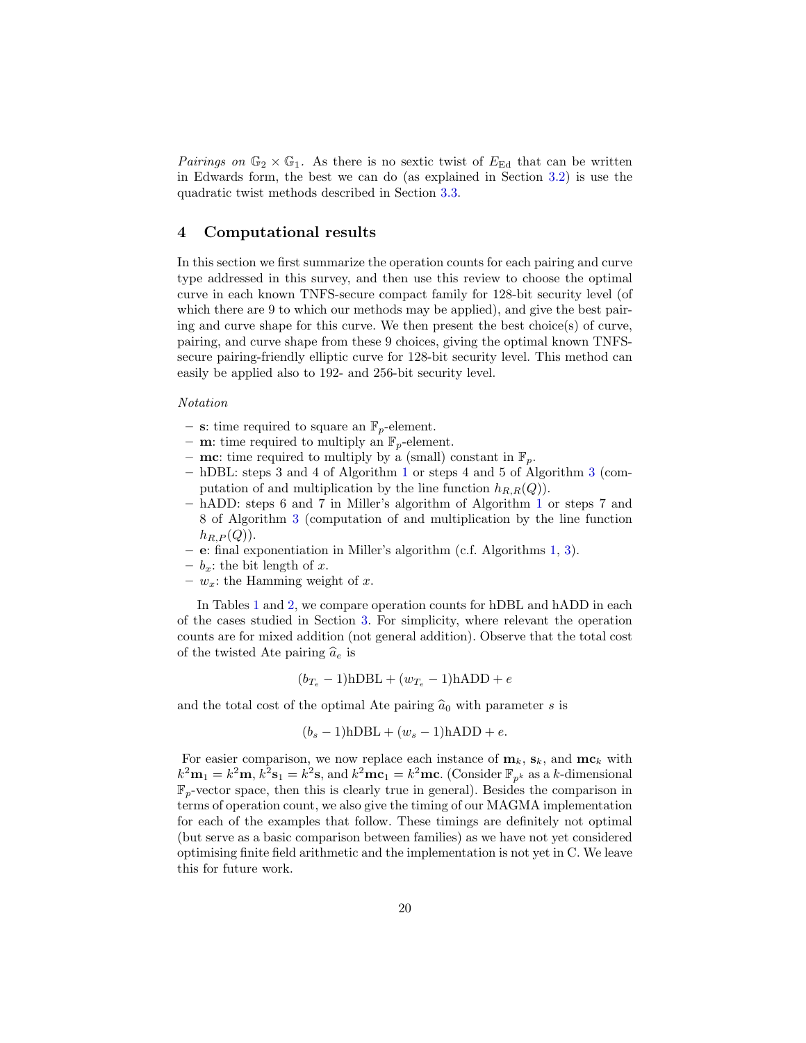*Pairings on* $\mathbb{G}_2 \times \mathbb{G}_1$. As there is no sextic twist of $E_{\mathrm{Ed}}$ that can be written in Edwards form, the best we can do (as explained in Section 3.2) is use the quadratic twist methods described in Section 3.3.

# 4 Computational results

In this section we first summarize the operation counts for each pairing and curve type addressed in this survey, and then use this review to choose the optimal curve in each known TNFS-secure compact family for 128-bit security level (of which there are 9 to which our methods may be applied), and give the best pairing and curve shape for this curve. We then present the best choice(s) of curve, pairing, and curve shape from these 9 choices, giving the optimal known TNFS-secure pairing-friendly elliptic curve for 128-bit security level. This method can easily be applied also to 192- and 256-bit security level.

*Notation*

- $\mathbf{s}$: time required to square an $\mathbb{F}_p$-element.
- $\mathbf{m}$: time required to multiply an $\mathbb{F}_p$-element.
- $\mathbf{mc}$: time required to multiply by a (small) constant in $\mathbb{F}_p$.
- hDBL: steps 3 and 4 of Algorithm 1 or steps 4 and 5 of Algorithm 3 (computation of and multiplication by the line function $h_{R,R}(Q)$).
- hADD: steps 6 and 7 in Miller's algorithm of Algorithm 1 or steps 7 and 8 of Algorithm 3 (computation of and multiplication by the line function $h_{R,P}(Q)$).
- $\mathbf{e}$: final exponentiation in Miller's algorithm (c.f. Algorithms 1, 3).
- $b_x$: the bit length of $x$.
- $w_x$: the Hamming weight of $x$.

In Tables 1 and 2, we compare operation counts for hDBL and hADD in each of the cases studied in Section 3. For simplicity, where relevant the operation counts are for mixed addition (not general addition). Observe that the total cost of the twisted Ate pairing $\widehat{a}_e$ is

$$(b_{T_e} - 1)\text{hDBL} + (w_{T_e} - 1)\text{hADD} + e$$

and the total cost of the optimal Ate pairing $\widehat{a}_0$ with parameter $s$ is

$$(b_s - 1)\text{hDBL} + (w_s - 1)\text{hADD} + e.$$

For easier comparison, we now replace each instance of $\mathbf{m}_k$, $\mathbf{s}_k$, and $\mathbf{mc}_k$ with $k^2\mathbf{m}_1 = k^2\mathbf{m}$, $k^2\mathbf{s}_1 = k^2\mathbf{s}$, and $k^2\mathbf{mc}_1 = k^2\mathbf{mc}$. (Consider $\mathbb{F}_{p^k}$ as a $k$-dimensional $\mathbb{F}_p$-vector space, then this is clearly true in general). Besides the comparison in terms of operation count, we also give the timing of our MAGMA implementation for each of the examples that follow. These timings are definitely not optimal (but serve as a basic comparison between families) as we have not yet considered optimising finite field arithmetic and the implementation is not yet in C. We leave this for future work.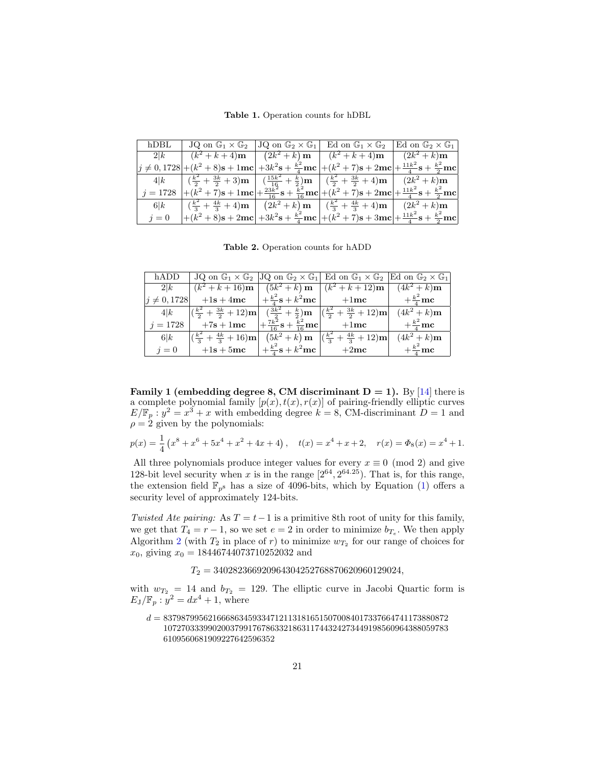**Table 1.** Operation counts for hDBL

| hDBL | JQ on $\mathbb{G}_1 \times \mathbb{G}_2$ | JQ on $\mathbb{G}_2 \times \mathbb{G}_1$ | Ed on $\mathbb{G}_1 \times \mathbb{G}_2$ | Ed on $\mathbb{G}_2 \times \mathbb{G}_1$ |
|---|---|---|---|---|
| $2\|k$ <br> $j \neq 0, 1728$ | $(k^2+k+4)\mathbf{m}$ <br> $+(k^2+8)\mathbf{s}+1\mathbf{mc}$ | $(2k^2+k)\,\mathbf{m}$ <br> $+3k^2\mathbf{s}+\frac{k^2}{4}\mathbf{mc}$ | $(k^2+k+4)\mathbf{m}$ <br> $+(k^2+7)\mathbf{s}+2\mathbf{mc}$ | $(2k^2+k)\mathbf{m}$ <br> $+\frac{11k^2}{4}\mathbf{s}+\frac{k^2}{2}\mathbf{mc}$ |
| $4\|k$ <br> $j = 1728$ | $(\frac{k^2}{2}+\frac{3k}{2}+3)\mathbf{m}$ <br> $+(k^2+7)\mathbf{s}+1\mathbf{mc}$ | $(\frac{15k^2}{16}+\frac{k}{2})\mathbf{m}$ <br> $+\frac{23k^2}{16}\mathbf{s}+\frac{k^2}{16}\mathbf{mc}$ | $(\frac{k^2}{2}+\frac{3k}{2}+4)\mathbf{m}$ <br> $+(k^2+7)\mathbf{s}+2\mathbf{mc}$ | $(2k^2+k)\mathbf{m}$ <br> $+\frac{11k^2}{4}\mathbf{s}+\frac{k^2}{2}\mathbf{mc}$ |
| $6\|k$ <br> $j = 0$ | $(\frac{k^2}{3}+\frac{4k}{3}+4)\mathbf{m}$ <br> $+(k^2+8)\mathbf{s}+2\mathbf{mc}$ | $(2k^2+k)\,\mathbf{m}$ <br> $+3k^2\mathbf{s}+\frac{k^2}{4}\mathbf{mc}$ | $(\frac{k^2}{3}+\frac{4k}{3}+4)\mathbf{m}$ <br> $+(k^2+7)\mathbf{s}+3\mathbf{mc}$ | $(2k^2+k)\mathbf{m}$ <br> $+\frac{11k^2}{4}\mathbf{s}+\frac{k^2}{2}\mathbf{mc}$ |

**Table 2.** Operation counts for hADD

| hADD | JQ on $\mathbb{G}_1 \times \mathbb{G}_2$ | JQ on $\mathbb{G}_2 \times \mathbb{G}_1$ | Ed on $\mathbb{G}_1 \times \mathbb{G}_2$ | Ed on $\mathbb{G}_2 \times \mathbb{G}_1$ |
|---|---|---|---|---|
| $2\|k$ <br> $j \neq 0, 1728$ | $(k^2+k+16)\mathbf{m}$ <br> $+1\mathbf{s}+4\mathbf{mc}$ | $(5k^2+k)\,\mathbf{m}$ <br> $+\frac{k^2}{4}\mathbf{s}+k^2\mathbf{mc}$ | $(k^2+k+12)\mathbf{m}$ <br> $+1\mathbf{mc}$ | $(4k^2+k)\mathbf{m}$ <br> $+\frac{k^2}{4}\mathbf{mc}$ |
| $4\|k$ <br> $j = 1728$ | $(\frac{k^2}{2}+\frac{3k}{2}+12)\mathbf{m}$ <br> $+7\mathbf{s}+1\mathbf{mc}$ | $(\frac{3k^2}{2}+\frac{k}{2})\mathbf{m}$ <br> $+\frac{7k^2}{16}\mathbf{s}+\frac{k^2}{16}\mathbf{mc}$ | $(\frac{k^2}{2}+\frac{3k}{2}+12)\mathbf{m}$ <br> $+1\mathbf{mc}$ | $(4k^2+k)\mathbf{m}$ <br> $+\frac{k^2}{4}\mathbf{mc}$ |
| $6\|k$ <br> $j = 0$ | $(\frac{k^2}{3}+\frac{4k}{3}+16)\mathbf{m}$ <br> $+1\mathbf{s}+5\mathbf{mc}$ | $(5k^2+k)\,\mathbf{m}$ <br> $+\frac{k^2}{4}\mathbf{s}+k^2\mathbf{mc}$ | $(\frac{k^2}{3}+\frac{4k}{3}+12)\mathbf{m}$ <br> $+2\mathbf{mc}$ | $(4k^2+k)\mathbf{m}$ <br> $+\frac{k^2}{4}\mathbf{mc}$ |

**Family 1 (embedding degree 8, CM discriminant $\mathbf{D = 1}$).** By [14] there is a complete polynomial family $[p(x), t(x), r(x)]$ of pairing-friendly elliptic curves $E/\mathbb{F}_p : y^2 = x^3 + x$ with embedding degree $k = 8$, CM-discriminant $D = 1$ and $\rho = 2$ given by the polynomials:

$$p(x) = \frac{1}{4}\left(x^8 + x^6 + 5x^4 + x^2 + 4x + 4\right), \quad t(x) = x^4 + x + 2, \quad r(x) = \Phi_8(x) = x^4 + 1.$$

All three polynomials produce integer values for every $x \equiv 0 \pmod 2$ and give 128-bit level security when $x$ is in the range $[2^{64}, 2^{64.25})$. That is, for this range, the extension field $\mathbb{F}_{p^8}$ has a size of 4096-bits, which by Equation (1) offers a security level of approximately 124-bits.

*Twisted Ate pairing:* As $T = t-1$ is a primitive 8th root of unity for this family, we get that $T_4 = r - 1$, so we set $e = 2$ in order to minimize $b_{T_e}$. We then apply Algorithm 2 (with $T_2$ in place of $r$) to minimize $w_{T_2}$ for our range of choices for $x_0$, giving $x_0 = 18446744073710252032$ and

$$T_2 = 340282366920964304252768870620960129024,$$

with $w_{T_2} = 14$ and $b_{T_2} = 129$. The elliptic curve in Jacobi Quartic form is $E_J/\mathbb{F}_p : y^2 = dx^4 + 1$, where

$d =$ 83798799562166686345933471211318165150700840173376647411738808721072703339902003799176786332186311744324273449198560964388059783610956068190922764259635 2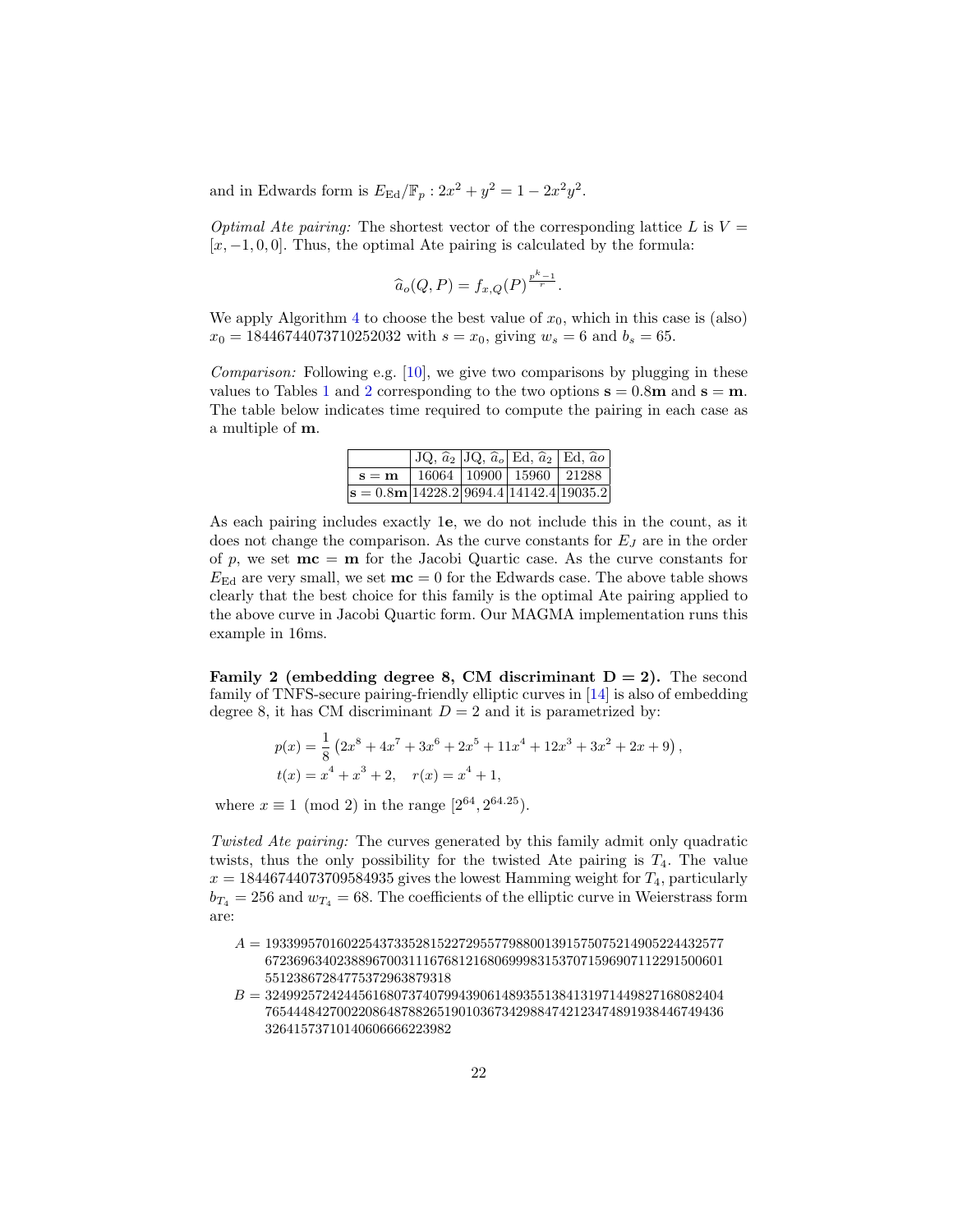and in Edwards form is $E_{\mathrm{Ed}}/\mathbb{F}_p : 2x^2 + y^2 = 1 - 2x^2y^2$.

*Optimal Ate pairing:* The shortest vector of the corresponding lattice $L$ is $V = [x, -1, 0, 0]$. Thus, the optimal Ate pairing is calculated by the formula:

$$\widehat{a}_o(Q, P) = f_{x,Q}(P)^{\frac{p^k-1}{r}}.$$

We apply Algorithm 4 to choose the best value of $x_0$, which in this case is (also) $x_0 = 18446744073710252032$ with $s = x_0$, giving $w_s = 6$ and $b_s = 65$.

*Comparison:* Following e.g. [10], we give two comparisons by plugging in these values to Tables 1 and 2 corresponding to the two options $\mathbf{s} = 0.8\mathbf{m}$ and $\mathbf{s} = \mathbf{m}$. The table below indicates time required to compute the pairing in each case as a multiple of $\mathbf{m}$.

| | JQ, $\widehat{a}_2$ | JQ, $\widehat{a}_o$ | Ed, $\widehat{a}_2$ | Ed, $\widehat{a}o$ |
|---|---|---|---|---|
| $\mathbf{s} = \mathbf{m}$ | 16064 | 10900 | 15960 | 21288 |
| $\mathbf{s} = 0.8\mathbf{m}$ | 14228.2 | 9694.4 | 14142.4 | 19035.2 |

As each pairing includes exactly 1**e**, we do not include this in the count, as it does not change the comparison. As the curve constants for $E_J$ are in the order of $p$, we set $\mathbf{mc} = \mathbf{m}$ for the Jacobi Quartic case. As the curve constants for $E_{\mathrm{Ed}}$ are very small, we set $\mathbf{mc} = 0$ for the Edwards case. The above table shows clearly that the best choice for this family is the optimal Ate pairing applied to the above curve in Jacobi Quartic form. Our MAGMA implementation runs this example in 16ms.

**Family 2 (embedding degree 8, CM discriminant D = 2).** The second family of TNFS-secure pairing-friendly elliptic curves in [14] is also of embedding degree 8, it has CM discriminant $D = 2$ and it is parametrized by:

$$p(x) = \frac{1}{8}\left(2x^8 + 4x^7 + 3x^6 + 2x^5 + 11x^4 + 12x^3 + 3x^2 + 2x + 9\right),$$
$$t(x) = x^4 + x^3 + 2, \quad r(x) = x^4 + 1,$$

where $x \equiv 1 \pmod 2$ in the range $[2^{64}, 2^{64.25})$.

*Twisted Ate pairing:* The curves generated by this family admit only quadratic twists, thus the only possibility for the twisted Ate pairing is $T_4$. The value $x = 18446744073709584935$ gives the lowest Hamming weight for $T_4$, particularly $b_{T_4} = 256$ and $w_{T_4} = 68$. The coefficients of the elliptic curve in Weierstrass form are:

$A = 19339957016022543733528152272955779880013915750752149052244325776723696340238896700311167681216806999831537071596907112291500601551238672847753729638793 18$

$B = 32499257242445616807374079943906148935513841319714498271680824047654448427002208648788265190103673429884742123474891938446749436326415737101406066662239 82$

and in Edwards form is $E_{\mathrm{Ed}}/\mathbb{F}_p : 2x^2 + y^2 = 1 - 2x^2y^2$.

*Optimal Ate pairing:* The shortest vector of the corresponding lattice $L$ is $V = [x, -1, 0, 0]$. Thus, the optimal Ate pairing is calculated by the formula:

$$\widehat{a}_o(Q, P) = f_{x,Q}(P)^{\frac{p^k-1}{r}}.$$

We apply Algorithm 4 to choose the best value of $x_0$, which in this case is (also) $x_0 = 18446744073710252032$ with $s = x_0$, giving $w_s = 6$ and $b_s = 65$.

*Comparison:* Following e.g. [10], we give two comparisons by plugging in these values to Tables 1 and 2 corresponding to the two options $\mathbf{s} = 0.8\mathbf{m}$ and $\mathbf{s} = \mathbf{m}$. The table below indicates time required to compute the pairing in each case as a multiple of $\mathbf{m}$.

| | JQ, $\widehat{a}_2$ | JQ, $\widehat{a}_o$ | Ed, $\widehat{a}_2$ | Ed, $\widehat{a}o$ |
|---|---|---|---|---|
| $\mathbf{s} = \mathbf{m}$ | 16064 | 10900 | 15960 | 21288 |
| $\mathbf{s} = 0.8\mathbf{m}$ | 14228.2 | 9694.4 | 14142.4 | 19035.2 |

As each pairing includes exactly 1**e**, we do not include this in the count, as it does not change the comparison. As the curve constants for $E_J$ are in the order of $p$, we set $\mathbf{mc} = \mathbf{m}$ for the Jacobi Quartic case. As the curve constants for $E_{\mathrm{Ed}}$ are very small, we set $\mathbf{mc} = 0$ for the Edwards case. The above table shows clearly that the best choice for this family is the optimal Ate pairing applied to the above curve in Jacobi Quartic form. Our MAGMA implementation runs this example in 16ms.

**Family 2 (embedding degree 8, CM discriminant D = 2).** The second family of TNFS-secure pairing-friendly elliptic curves in [14] is also of embedding degree 8, it has CM discriminant $D = 2$ and it is parametrized by:

$$p(x) = \frac{1}{8}\left(2x^8 + 4x^7 + 3x^6 + 2x^5 + 11x^4 + 12x^3 + 3x^2 + 2x + 9\right),$$
$$t(x) = x^4 + x^3 + 2, \quad r(x) = x^4 + 1,$$

where $x \equiv 1 \pmod 2$ in the range $[2^{64}, 2^{64.25})$.

*Twisted Ate pairing:* The curves generated by this family admit only quadratic twists, thus the only possibility for the twisted Ate pairing is $T_4$. The value $x = 18446744073709584935$ gives the lowest Hamming weight for $T_4$, particularly $b_{T_4} = 256$ and $w_{T_4} = 68$. The coefficients of the elliptic curve in Weierstrass form are:

$A = 193399570160225437335281522729557798800139157507521490522443257767236963402388967003111676812168069998315370715969071122915006015512386728477537296387931 8$

$B = 324992572424456168073740799439061489355138413197144982716808240476544484270022086487882651901036734298847421234748919384467494363264157371014060666622398 2$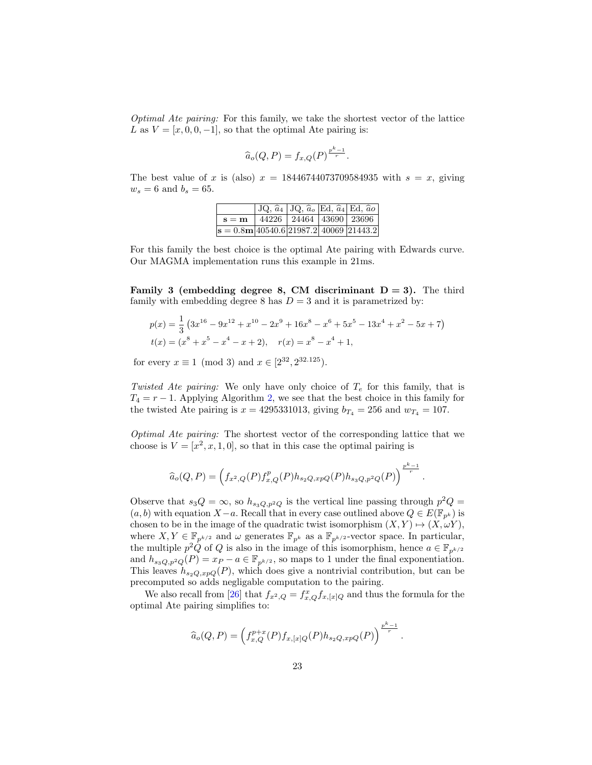*Optimal Ate pairing:* For this family, we take the shortest vector of the lattice $L$ as $V = [x, 0, 0, -1]$, so that the optimal Ate pairing is:

$$\widehat{a}_o(Q, P) = f_{x,Q}(P)^{\frac{p^k-1}{r}}.$$

The best value of $x$ is (also) $x = 18446744073709584935$ with $s = x$, giving $w_s = 6$ and $b_s = 65$.

| | JQ, $\widehat{a}_4$ | JQ, $\widehat{a}_o$ | Ed, $\widehat{a}_4$ | Ed, $\widehat{a}o$ |
|---|---|---|---|---|
| $\mathbf{s} = \mathbf{m}$ | 44226 | 24464 | 43690 | 23696 |
| $\mathbf{s} = 0.8\mathbf{m}$ | 40540.6 | 21987.2 | 40069 | 21443.2 |

For this family the best choice is the optimal Ate pairing with Edwards curve. Our MAGMA implementation runs this example in 21ms.

**Family 3 (embedding degree 8, CM discriminant $\mathbf{D = 3}$).** The third family with embedding degree 8 has $D = 3$ and it is parametrized by:

$$p(x) = \frac{1}{3}\left(3x^{16} - 9x^{12} + x^{10} - 2x^9 + 16x^8 - x^6 + 5x^5 - 13x^4 + x^2 - 5x + 7\right)$$
$$t(x) = (x^8 + x^5 - x^4 - x + 2), \quad r(x) = x^8 - x^4 + 1,$$

for every $x \equiv 1 \pmod 3$ and $x \in [2^{32}, 2^{32.125})$.

*Twisted Ate pairing:* We only have only choice of $T_e$ for this family, that is $T_4 = r - 1$. Applying Algorithm 2, we see that the best choice in this family for the twisted Ate pairing is $x = 4295331013$, giving $b_{T_4} = 256$ and $w_{T_4} = 107$.

*Optimal Ate pairing:* The shortest vector of the corresponding lattice that we choose is $V = [x^2, x, 1, 0]$, so that in this case the optimal pairing is

$$\widehat{a}_o(Q, P) = \left(f_{x^2,Q}(P) f_{x,Q}^p(P) h_{s_2 Q, xpQ}(P) h_{s_3 Q, p^2 Q}(P)\right)^{\frac{p^k-1}{r}}.$$

Observe that $s_3 Q = \infty$, so $h_{s_3 Q, p^2 Q}$ is the vertical line passing through $p^2 Q = (a, b)$ with equation $X - a$. Recall that in every case outlined above $Q \in E(\mathbb{F}_{p^k})$ is chosen to be in the image of the quadratic twist isomorphism $(X, Y) \mapsto (X, \omega Y)$, where $X, Y \in \mathbb{F}_{p^{k/2}}$ and $\omega$ generates $\mathbb{F}_{p^k}$ as a $\mathbb{F}_{p^{k/2}}$-vector space. In particular, the multiple $p^2 Q$ of $Q$ is also in the image of this isomorphism, hence $a \in \mathbb{F}_{p^{k/2}}$ and $h_{s_3 Q, p^2 Q}(P) = x_P - a \in \mathbb{F}_{p^{k/2}}$, so maps to 1 under the final exponentiation. This leaves $h_{s_2 Q, xpQ}(P)$, which does give a nontrivial contribution, but can be precomputed so adds negligable computation to the pairing.

We also recall from [26] that $f_{x^2,Q} = f_{x,Q}^x f_{x,[x]Q}$ and thus the formula for the optimal Ate pairing simplifies to:

$$\widehat{a}_o(Q, P) = \left(f_{x,Q}^{p+x}(P) f_{x,[x]Q}(P) h_{s_2 Q, xpQ}(P)\right)^{\frac{p^k-1}{r}}.$$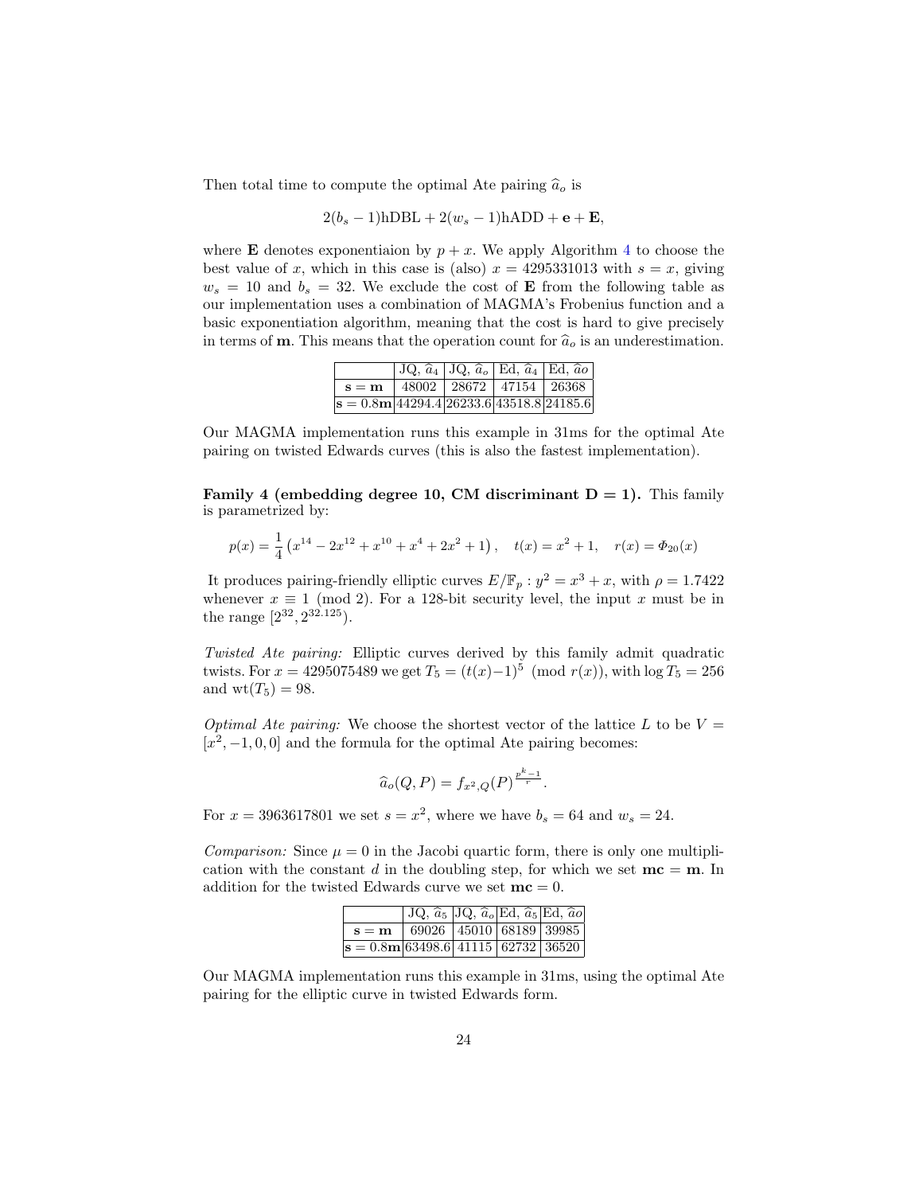Then total time to compute the optimal Ate pairing $\widehat{a}_o$ is

$$2(b_s - 1)\text{hDBL} + 2(w_s - 1)\text{hADD} + \mathbf{e} + \mathbf{E},$$

where $\mathbf{E}$ denotes exponentiaion by $p + x$. We apply Algorithm 4 to choose the best value of $x$, which in this case is (also) $x = 4295331013$ with $s = x$, giving $w_s = 10$ and $b_s = 32$. We exclude the cost of $\mathbf{E}$ from the following table as our implementation uses a combination of MAGMA's Frobenius function and a basic exponentiation algorithm, meaning that the cost is hard to give precisely in terms of $\mathbf{m}$. This means that the operation count for $\widehat{a}_o$ is an underestimation.

| | JQ, $\widehat{a}_4$ | JQ, $\widehat{a}_o$ | Ed, $\widehat{a}_4$ | Ed, $\widehat{a}o$ |
|---|---|---|---|---|
| $\mathbf{s = m}$ | 48002 | 28672 | 47154 | 26368 |
| $\mathbf{s = 0.8m}$ | 44294.4 | 26233.6 | 43518.8 | 24185.6 |

Our MAGMA implementation runs this example in 31ms for the optimal Ate pairing on twisted Edwards curves (this is also the fastest implementation).

**Family 4 (embedding degree 10, CM discriminant $\mathbf{D = 1}$).** This family is parametrized by:

$$p(x) = \frac{1}{4}\left(x^{14} - 2x^{12} + x^{10} + x^4 + 2x^2 + 1\right), \quad t(x) = x^2 + 1, \quad r(x) = \Phi_{20}(x)$$

It produces pairing-friendly elliptic curves $E/\mathbb{F}_p : y^2 = x^3 + x$, with $\rho = 1.7422$ whenever $x \equiv 1 \pmod 2$. For a 128-bit security level, the input $x$ must be in the range $[2^{32}, 2^{32.125})$.

*Twisted Ate pairing:* Elliptic curves derived by this family admit quadratic twists. For $x = 4295075489$ we get $T_5 = (t(x)-1)^5 \pmod{r(x)}$, with $\log T_5 = 256$ and $\text{wt}(T_5) = 98$.

*Optimal Ate pairing:* We choose the shortest vector of the lattice $L$ to be $V = [x^2, -1, 0, 0]$ and the formula for the optimal Ate pairing becomes:

$$\widehat{a}_o(Q, P) = f_{x^2,Q}(P)^{\frac{p^k-1}{r}}.$$

For $x = 3963617801$ we set $s = x^2$, where we have $b_s = 64$ and $w_s = 24$.

*Comparison:* Since $\mu = 0$ in the Jacobi quartic form, there is only one multiplication with the constant $d$ in the doubling step, for which we set $\mathbf{mc} = \mathbf{m}$. In addition for the twisted Edwards curve we set $\mathbf{mc} = 0$.

| | JQ, $\widehat{a}_5$ | JQ, $\widehat{a}_o$ | Ed, $\widehat{a}_5$ | Ed, $\widehat{a}o$ |
|---|---|---|---|---|
| $\mathbf{s = m}$ | 69026 | 45010 | 68189 | 39985 |
| $\mathbf{s = 0.8m}$ | 63498.6 | 41115 | 62732 | 36520 |

Our MAGMA implementation runs this example in 31ms, using the optimal Ate pairing for the elliptic curve in twisted Edwards form.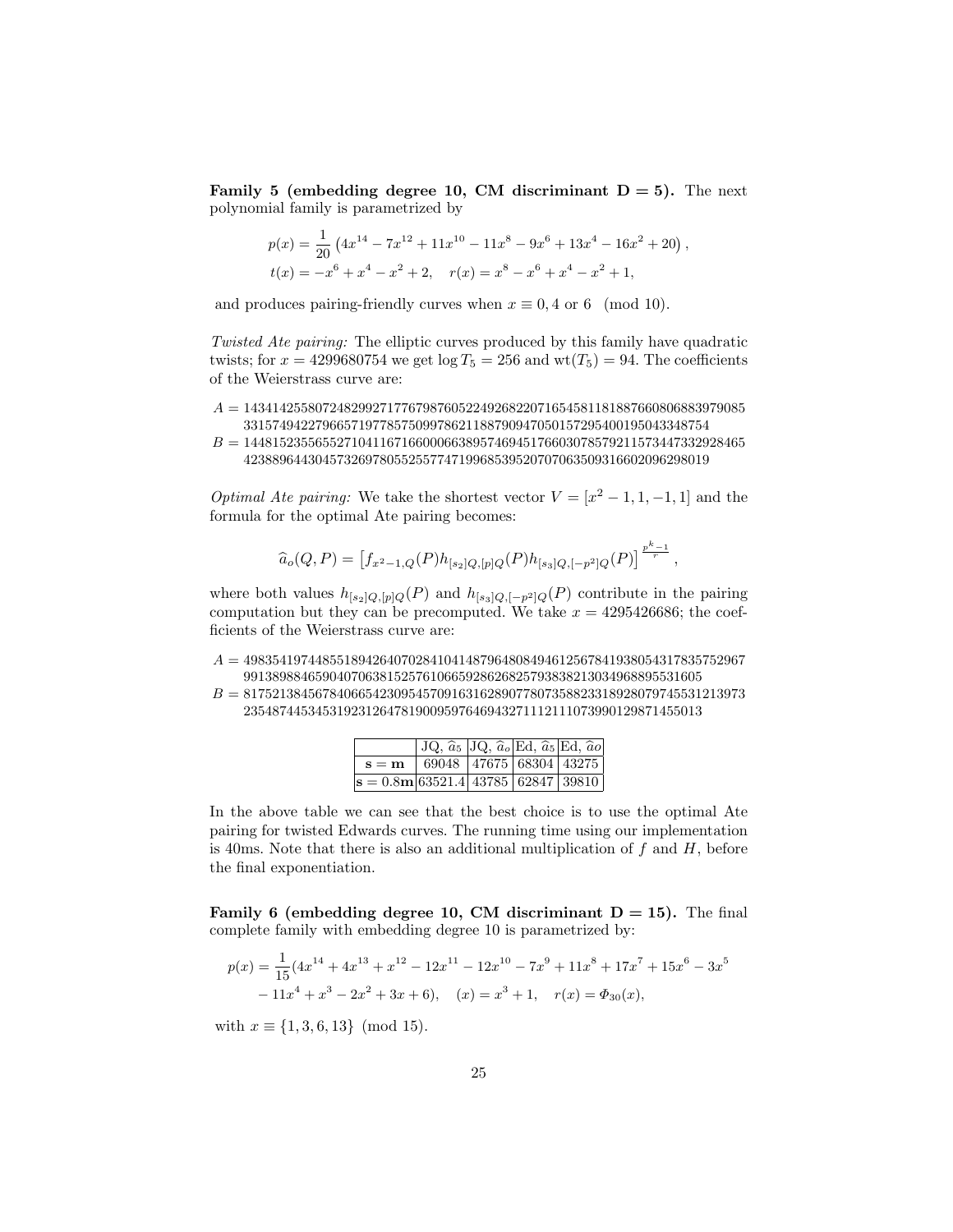**Family 5 (embedding degree 10, CM discriminant D = 5).** The next polynomial family is parametrized by

$$p(x) = \frac{1}{20}\left(4x^{14} - 7x^{12} + 11x^{10} - 11x^8 - 9x^6 + 13x^4 - 16x^2 + 20\right),$$
$$t(x) = -x^6 + x^4 - x^2 + 2, \quad r(x) = x^8 - x^6 + x^4 - x^2 + 1,$$

and produces pairing-friendly curves when $x \equiv 0, 4$ or $6 \pmod{10}$.

*Twisted Ate pairing:* The elliptic curves produced by this family have quadratic twists; for $x = 4299680754$ we get $\log T_5 = 256$ and $\mathrm{wt}(T_5) = 94$. The coefficients of the Weierstrass curve are:

$A =$ 1434142558072482992717767987605224926822071654581181887660806883979085 3315749422796657197785750997862118879094705015729540019504334875 4
$B =$ 1448152355655271041167166000663895746945176603078579211573447332928465 4238896443045732697805525577471996853952070706350931660209629801 9

*Optimal Ate pairing:* We take the shortest vector $V = [x^2 - 1, 1, -1, 1]$ and the formula for the optimal Ate pairing becomes:

$$\widehat{a}_o(Q, P) = \left[f_{x^2-1,Q}(P) h_{[s_2]Q,[p]Q}(P) h_{[s_3]Q,[-p^2]Q}(P)\right]^{\frac{p^k-1}{r}},$$

where both values $h_{[s_2]Q,[p]Q}(P)$ and $h_{[s_3]Q,[-p^2]Q}(P)$ contribute in the pairing computation but they can be precomputed. We take $x = 4295426686$; the coefficients of the Weierstrass curve are:

$A =$ 4983541974485518942640702841041487964808494612567841938054317835752967 9913898846590407063815257610665928626825793838213034968895531605
$B =$ 8175213845678406654230954570916316289077807358823318928079745531213973 2354874453453192312647819009597646943271112111073990129871455013

| | JQ, $\widehat{a}_5$ | JQ, $\widehat{a}_o$ | Ed, $\widehat{a}_5$ | Ed, $\widehat{a}o$ |
|---|---|---|---|---|
| $\mathbf{s = m}$ | 69048 | 47675 | 68304 | 43275 |
| $\mathbf{s = 0.8m}$ | 63521.4 | 43785 | 62847 | 39810 |

In the above table we can see that the best choice is to use the optimal Ate pairing for twisted Edwards curves. The running time using our implementation is 40ms. Note that there is also an additional multiplication of $f$ and $H$, before the final exponentiation.

**Family 6 (embedding degree 10, CM discriminant D = 15).** The final complete family with embedding degree 10 is parametrized by:

$$p(x) = \frac{1}{15}(4x^{14} + 4x^{13} + x^{12} - 12x^{11} - 12x^{10} - 7x^9 + 11x^8 + 17x^7 + 15x^6 - 3x^5$$
$$- 11x^4 + x^3 - 2x^2 + 3x + 6), \quad (x) = x^3 + 1, \quad r(x) = \Phi_{30}(x),$$

with $x \equiv \{1, 3, 6, 13\} \pmod{15}$.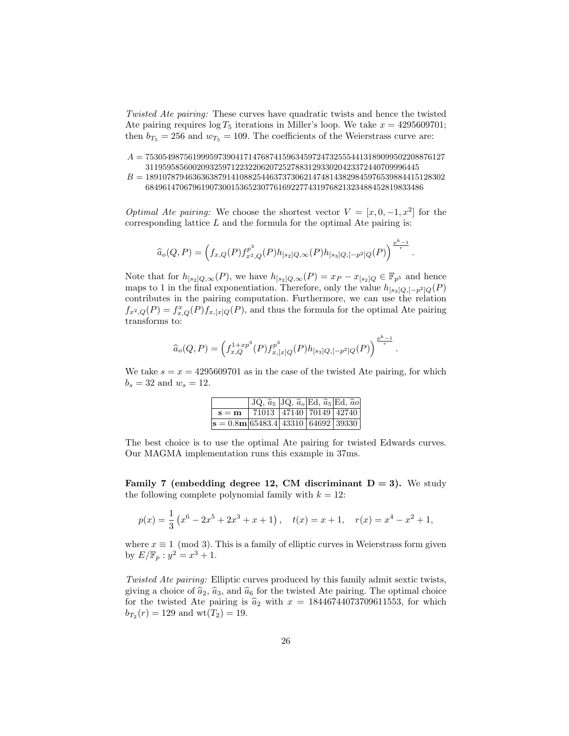*Twisted Ate pairing:* These curves have quadratic twists and hence the twisted Ate pairing requires $\log T_5$ iterations in Miller's loop. We take $x = 4295609701$; then $b_{T_5} = 256$ and $w_{T_5} = 109$. The coefficients of the Weierstrass curve are:

$A = 753054987561999597390417147687415963459724732555441318909950220887612 7$
$\quad 311959585600209325971223220620725278831293302042337244070999644 5$
$B = 189107879463636387914108825446373730621474814382984597653988441512830 2$
$\quad 684961470679619073001536523077616922774319768213234884528198334 86$

*Optimal Ate pairing:* We choose the shortest vector $V = [x, 0, -1, x^2]$ for the corresponding lattice $L$ and the formula for the optimal Ate pairing is:

$$\widehat{a}_o(Q, P) = \left( f_{x,Q}(P) f_{x^2,Q}^{p^3}(P) h_{[s_2]Q,\infty}(P) h_{[s_3]Q,[-p^2]Q}(P) \right)^{\frac{p^k-1}{r}}.$$

Note that for $h_{[s_2]Q,\infty}(P)$, we have $h_{[s_2]Q,\infty}(P) = x_P - x_{[s_2]Q} \in \mathbb{F}_{p^5}$ and hence maps to 1 in the final exponentiation. Therefore, only the value $h_{[s_3]Q,[-p^2]Q}(P)$ contributes in the pairing computation. Furthermore, we can use the relation $f_{x^2,Q}(P) = f_{x,Q}^x(P) f_{x,[x]Q}(P)$, and thus the formula for the optimal Ate pairing transforms to:

$$\widehat{a}_o(Q, P) = \left( f_{x,Q}^{1+xp^3}(P) f_{x,[x]Q}^{p^3}(P) h_{[s_3]Q,[-p^2]Q}(P) \right)^{\frac{p^k-1}{r}}.$$

We take $s = x = 4295609701$ as in the case of the twisted Ate pairing, for which $b_s = 32$ and $w_s = 12$.

| | JQ, $\widehat{a}_5$ | JQ, $\widehat{a}_o$ | Ed, $\widehat{a}_5$ | Ed, $\widehat{a}o$ |
|---|---|---|---|---|
| $\mathbf{s = m}$ | 71013 | 47140 | 70149 | 42740 |
| $\mathbf{s = 0.8m}$ | 65483.4 | 43310 | 64692 | 39330 |

The best choice is to use the optimal Ate pairing for twisted Edwards curves. Our MAGMA implementation runs this example in 37ms.

**Family 7 (embedding degree 12, CM discriminant $\mathbf{D = 3}$).** We study the following complete polynomial family with $k = 12$:

$$p(x) = \frac{1}{3}\left(x^6 - 2x^5 + 2x^3 + x + 1\right), \quad t(x) = x + 1, \quad r(x) = x^4 - x^2 + 1,$$

where $x \equiv 1 \pmod 3$. This is a family of elliptic curves in Weierstrass form given by $E/\mathbb{F}_p : y^2 = x^3 + 1$.

*Twisted Ate pairing:* Elliptic curves produced by this family admit sextic twists, giving a choice of $\widehat{a}_2$, $\widehat{a}_3$, and $\widehat{a}_6$ for the twisted Ate pairing. The optimal choice for the twisted Ate pairing is $\widehat{a}_2$ with $x = 18446744073709611553$, for which $b_{T_2}(r) = 129$ and $\mathrm{wt}(T_2) = 19$.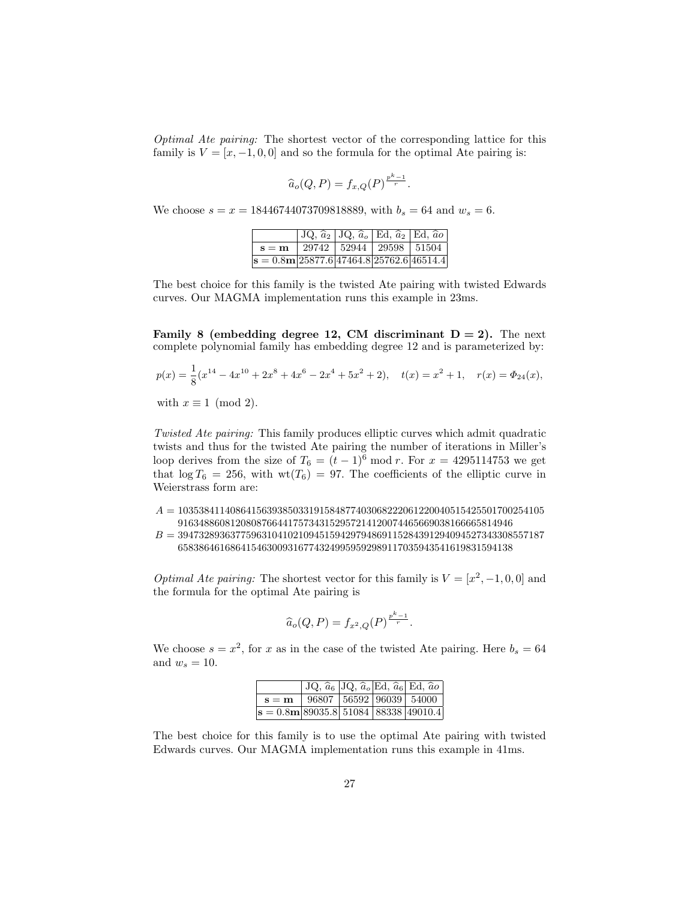*Optimal Ate pairing:* The shortest vector of the corresponding lattice for this family is $V = [x, -1, 0, 0]$ and so the formula for the optimal Ate pairing is:

$$\widehat{a}_o(Q, P) = f_{x,Q}(P)^{\frac{p^k-1}{r}}.$$

We choose $s = x = 18446744073709818889$, with $b_s = 64$ and $w_s = 6$.

| | JQ, $\widehat{a}_2$ | JQ, $\widehat{a}_o$ | Ed, $\widehat{a}_2$ | Ed, $\widehat{a}o$ |
|---|---|---|---|---|
| $\mathbf{s = m}$ | 29742 | 52944 | 29598 | 51504 |
| $\mathbf{s = 0.8m}$ | 25877.6 | 47464.8 | 25762.6 | 46514.4 |

The best choice for this family is the twisted Ate pairing with twisted Edwards curves. Our MAGMA implementation runs this example in 23ms.

**Family 8 (embedding degree 12, CM discriminant $\mathbf{D = 2}$).** The next complete polynomial family has embedding degree 12 and is parameterized by:

$$p(x) = \frac{1}{8}(x^{14} - 4x^{10} + 2x^8 + 4x^6 - 2x^4 + 5x^2 + 2), \quad t(x) = x^2 + 1, \quad r(x) = \Phi_{24}(x),$$

with $x \equiv 1 \pmod 2$.

*Twisted Ate pairing:* This family produces elliptic curves which admit quadratic twists and thus for the twisted Ate pairing the number of iterations in Miller's loop derives from the size of $T_6 = (t-1)^6 \bmod r$. For $x = 4295114753$ we get that $\log T_6 = 256$, with $\mathrm{wt}(T_6) = 97$. The coefficients of the elliptic curve in Weierstrass form are:

$A = 10353841140864156393850331915848774030682220612200405154255017002541059163488608120808766441757343152957214120074465669038166665814946$
$B = 39473289363775963104102109451594297948691152843912940945273433085571876583864616864154630093167743249959592989117035943541619831594138$

*Optimal Ate pairing:* The shortest vector for this family is $V = [x^2, -1, 0, 0]$ and the formula for the optimal Ate pairing is

$$\widehat{a}_o(Q, P) = f_{x^2,Q}(P)^{\frac{p^k-1}{r}}.$$

We choose $s = x^2$, for $x$ as in the case of the twisted Ate pairing. Here $b_s = 64$ and $w_s = 10$.

| | JQ, $\widehat{a}_6$ | JQ, $\widehat{a}_o$ | Ed, $\widehat{a}_6$ | Ed, $\widehat{a}o$ |
|---|---|---|---|---|
| $\mathbf{s = m}$ | 96807 | 56592 | 96039 | 54000 |
| $\mathbf{s = 0.8m}$ | 89035.8 | 51084 | 88338 | 49010.4 |

The best choice for this family is to use the optimal Ate pairing with twisted Edwards curves. Our MAGMA implementation runs this example in 41ms.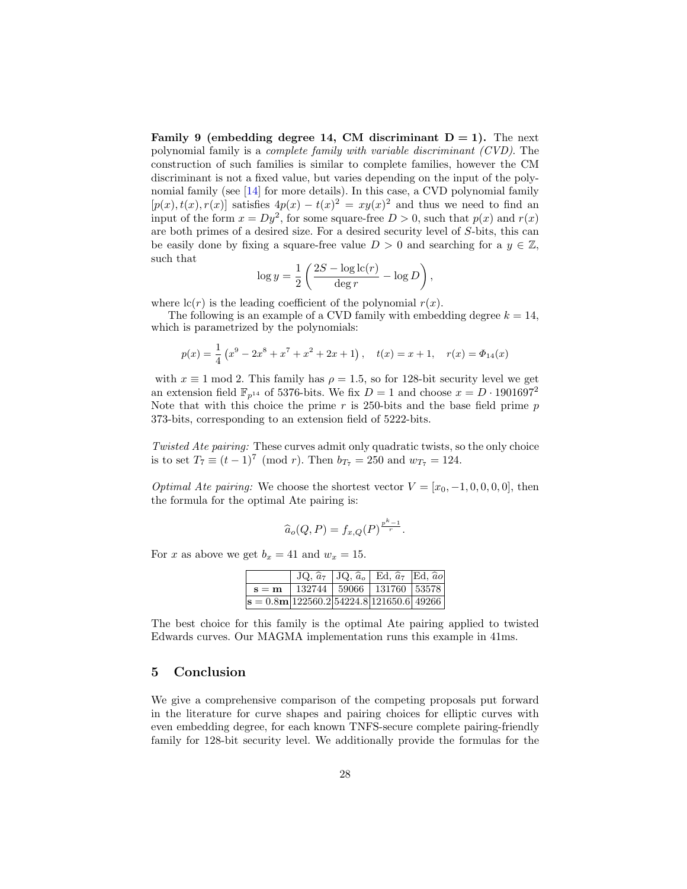**Family 9 (embedding degree 14, CM discriminant D = 1).** The next polynomial family is a *complete family with variable discriminant (CVD)*. The construction of such families is similar to complete families, however the CM discriminant is not a fixed value, but varies depending on the input of the polynomial family (see [14] for more details). In this case, a CVD polynomial family $[p(x), t(x), r(x)]$ satisfies $4p(x) - t(x)^2 = xy(x)^2$ and thus we need to find an input of the form $x = Dy^2$, for some square-free $D > 0$, such that $p(x)$ and $r(x)$ are both primes of a desired size. For a desired security level of $S$-bits, this can be easily done by fixing a square-free value $D > 0$ and searching for a $y \in \mathbb{Z}$, such that

$$\log y = \frac{1}{2}\left(\frac{2S - \log \mathrm{lc}(r)}{\deg r} - \log D\right),$$

where $\mathrm{lc}(r)$ is the leading coefficient of the polynomial $r(x)$.

The following is an example of a CVD family with embedding degree $k = 14$, which is parametrized by the polynomials:

$$p(x) = \frac{1}{4}\left(x^9 - 2x^8 + x^7 + x^2 + 2x + 1\right), \quad t(x) = x + 1, \quad r(x) = \Phi_{14}(x)$$

with $x \equiv 1 \bmod 2$. This family has $\rho = 1.5$, so for 128-bit security level we get an extension field $\mathbb{F}_{p^{14}}$ of 5376-bits. We fix $D = 1$ and choose $x = D \cdot 1901697^2$ Note that with this choice the prime $r$ is 250-bits and the base field prime $p$ 373-bits, corresponding to an extension field of 5222-bits.

*Twisted Ate pairing:* These curves admit only quadratic twists, so the only choice is to set $T_7 \equiv (t-1)^7 \pmod{r}$. Then $b_{T_7} = 250$ and $w_{T_7} = 124$.

*Optimal Ate pairing:* We choose the shortest vector $V = [x_0, -1, 0, 0, 0, 0]$, then the formula for the optimal Ate pairing is:

$$\widehat{a}_o(Q, P) = f_{x,Q}(P)^{\frac{p^k - 1}{r}}.$$

For $x$ as above we get $b_x = 41$ and $w_x = 15$.

| | JQ, $\widehat{a}_7$ | JQ, $\widehat{a}_o$ | Ed, $\widehat{a}_7$ | Ed, $\widehat{a}o$ |
|---|---|---|---|---|
| $\mathbf{s = m}$ | 132744 | 59066 | 131760 | 53578 |
| $\mathbf{s = 0.8m}$ | 122560.2 | 54224.8 | 121650.6 | 49266 |

The best choice for this family is the optimal Ate pairing applied to twisted Edwards curves. Our MAGMA implementation runs this example in 41ms.

## 5 Conclusion

We give a comprehensive comparison of the competing proposals put forward in the literature for curve shapes and pairing choices for elliptic curves with even embedding degree, for each known TNFS-secure complete pairing-friendly family for 128-bit security level. We additionally provide the formulas for the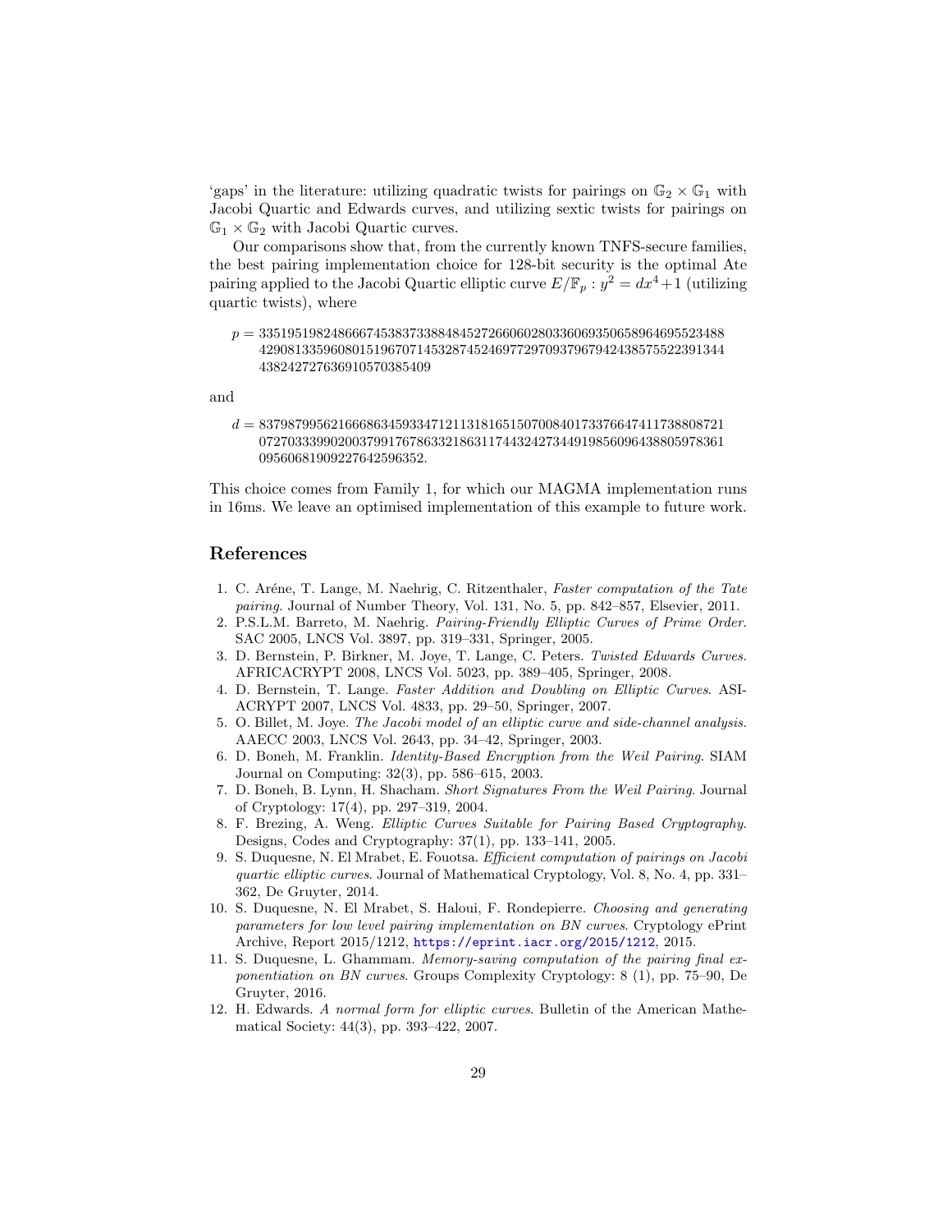'gaps' in the literature: utilizing quadratic twists for pairings on $\mathbb{G}_2 \times \mathbb{G}_1$ with Jacobi Quartic and Edwards curves, and utilizing sextic twists for pairings on $\mathbb{G}_1 \times \mathbb{G}_2$ with Jacobi Quartic curves.

Our comparisons show that, from the currently known TNFS-secure families, the best pairing implementation choice for 128-bit security is the optimal Ate pairing applied to the Jacobi Quartic elliptic curve $E/\mathbb{F}_p : y^2 = dx^4 + 1$ (utilizing quartic twists), where

$$p = 335195198248666745383733884845272660602803360693506589646955234884290813359608015196707145328745246977297093796794243857552239134443824272763691057038540 9$$

and

$$d = 837987995621666863459334712113181651507008401733766474117388087210727033399020037991767863321863117443242734491985609643880597836109560681909227642596352.$$

This choice comes from Family 1, for which our MAGMA implementation runs in 16ms. We leave an optimised implementation of this example to future work.

## References

1. C. Aréne, T. Lange, M. Naehrig, C. Ritzenthaler, *Faster computation of the Tate pairing*. Journal of Number Theory, Vol. 131, No. 5, pp. 842–857, Elsevier, 2011.
2. P.S.L.M. Barreto, M. Naehrig. *Pairing-Friendly Elliptic Curves of Prime Order*. SAC 2005, LNCS Vol. 3897, pp. 319–331, Springer, 2005.
3. D. Bernstein, P. Birkner, M. Joye, T. Lange, C. Peters. *Twisted Edwards Curves*. AFRICACRYPT 2008, LNCS Vol. 5023, pp. 389–405, Springer, 2008.
4. D. Bernstein, T. Lange. *Faster Addition and Doubling on Elliptic Curves*. ASIACRYPT 2007, LNCS Vol. 4833, pp. 29–50, Springer, 2007.
5. O. Billet, M. Joye. *The Jacobi model of an elliptic curve and side-channel analysis*. AAECC 2003, LNCS Vol. 2643, pp. 34–42, Springer, 2003.
6. D. Boneh, M. Franklin. *Identity-Based Encryption from the Weil Pairing*. SIAM Journal on Computing: 32(3), pp. 586–615, 2003.
7. D. Boneh, B. Lynn, H. Shacham. *Short Signatures From the Weil Pairing*. Journal of Cryptology: 17(4), pp. 297–319, 2004.
8. F. Brezing, A. Weng. *Elliptic Curves Suitable for Pairing Based Cryptography*. Designs, Codes and Cryptography: 37(1), pp. 133–141, 2005.
9. S. Duquesne, N. El Mrabet, E. Fouotsa. *Efficient computation of pairings on Jacobi quartic elliptic curves*. Journal of Mathematical Cryptology, Vol. 8, No. 4, pp. 331–362, De Gruyter, 2014.
10. S. Duquesne, N. El Mrabet, S. Haloui, F. Rondepierre. *Choosing and generating parameters for low level pairing implementation on BN curves*. Cryptology ePrint Archive, Report 2015/1212, https://eprint.iacr.org/2015/1212, 2015.
11. S. Duquesne, L. Ghammam. *Memory-saving computation of the pairing final exponentiation on BN curves*. Groups Complexity Cryptology: 8 (1), pp. 75–90, De Gruyter, 2016.
12. H. Edwards. *A normal form for elliptic curves*. Bulletin of the American Mathematical Society: 44(3), pp. 393–422, 2007.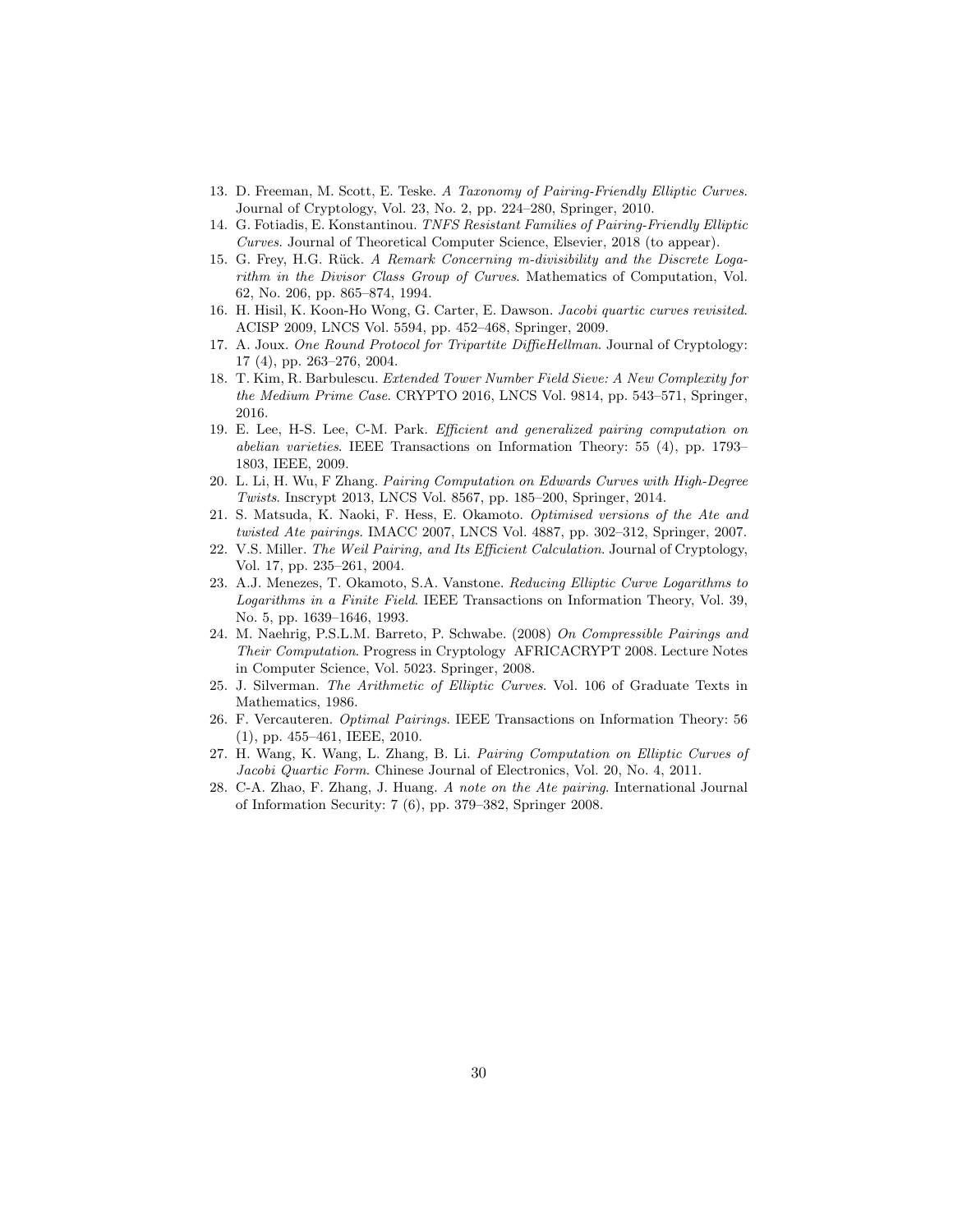13. D. Freeman, M. Scott, E. Teske. *A Taxonomy of Pairing-Friendly Elliptic Curves*. Journal of Cryptology, Vol. 23, No. 2, pp. 224–280, Springer, 2010.
14. G. Fotiadis, E. Konstantinou. *TNFS Resistant Families of Pairing-Friendly Elliptic Curves*. Journal of Theoretical Computer Science, Elsevier, 2018 (to appear).
15. G. Frey, H.G. Rück. *A Remark Concerning m-divisibility and the Discrete Logarithm in the Divisor Class Group of Curves*. Mathematics of Computation, Vol. 62, No. 206, pp. 865–874, 1994.
16. H. Hisil, K. Koon-Ho Wong, G. Carter, E. Dawson. *Jacobi quartic curves revisited*. ACISP 2009, LNCS Vol. 5594, pp. 452–468, Springer, 2009.
17. A. Joux. *One Round Protocol for Tripartite DiffieHellman*. Journal of Cryptology: 17 (4), pp. 263–276, 2004.
18. T. Kim, R. Barbulescu. *Extended Tower Number Field Sieve: A New Complexity for the Medium Prime Case*. CRYPTO 2016, LNCS Vol. 9814, pp. 543–571, Springer, 2016.
19. E. Lee, H-S. Lee, C-M. Park. *Efficient and generalized pairing computation on abelian varieties*. IEEE Transactions on Information Theory: 55 (4), pp. 1793–1803, IEEE, 2009.
20. L. Li, H. Wu, F Zhang. *Pairing Computation on Edwards Curves with High-Degree Twists*. Inscrypt 2013, LNCS Vol. 8567, pp. 185–200, Springer, 2014.
21. S. Matsuda, K. Naoki, F. Hess, E. Okamoto. *Optimised versions of the Ate and twisted Ate pairings*. IMACC 2007, LNCS Vol. 4887, pp. 302–312, Springer, 2007.
22. V.S. Miller. *The Weil Pairing, and Its Efficient Calculation*. Journal of Cryptology, Vol. 17, pp. 235–261, 2004.
23. A.J. Menezes, T. Okamoto, S.A. Vanstone. *Reducing Elliptic Curve Logarithms to Logarithms in a Finite Field*. IEEE Transactions on Information Theory, Vol. 39, No. 5, pp. 1639–1646, 1993.
24. M. Naehrig, P.S.L.M. Barreto, P. Schwabe. (2008) *On Compressible Pairings and Their Computation*. Progress in Cryptology AFRICACRYPT 2008. Lecture Notes in Computer Science, Vol. 5023. Springer, 2008.
25. J. Silverman. *The Arithmetic of Elliptic Curves*. Vol. 106 of Graduate Texts in Mathematics, 1986.
26. F. Vercauteren. *Optimal Pairings*. IEEE Transactions on Information Theory: 56 (1), pp. 455–461, IEEE, 2010.
27. H. Wang, K. Wang, L. Zhang, B. Li. *Pairing Computation on Elliptic Curves of Jacobi Quartic Form*. Chinese Journal of Electronics, Vol. 20, No. 4, 2011.
28. C-A. Zhao, F. Zhang, J. Huang. *A note on the Ate pairing*. International Journal of Information Security: 7 (6), pp. 379–382, Springer 2008.